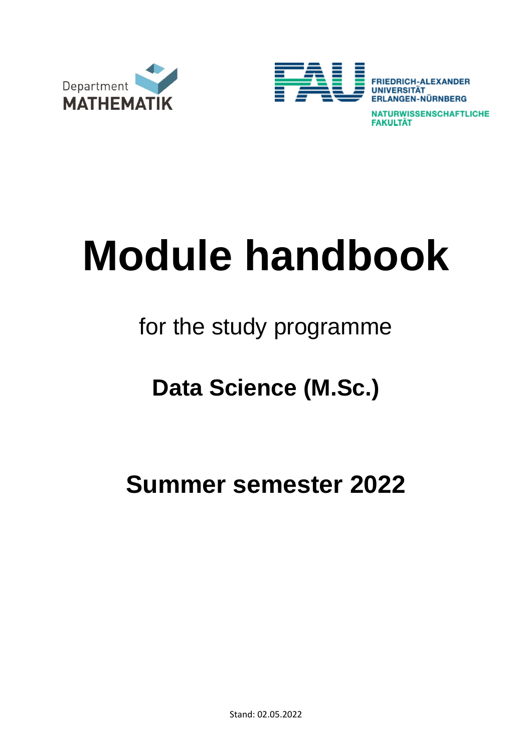Department
MATHEMATIK

FRIEDRICH-ALEXANDER
UNIVERSITÄT
ERLANGEN-NÜRNBERG

NATURWISSENSCHAFTLICHE
FAKULTÄT

# Module handbook

for the study programme

## Data Science (M.Sc.)

## Summer semester 2022

Stand: 02.05.2022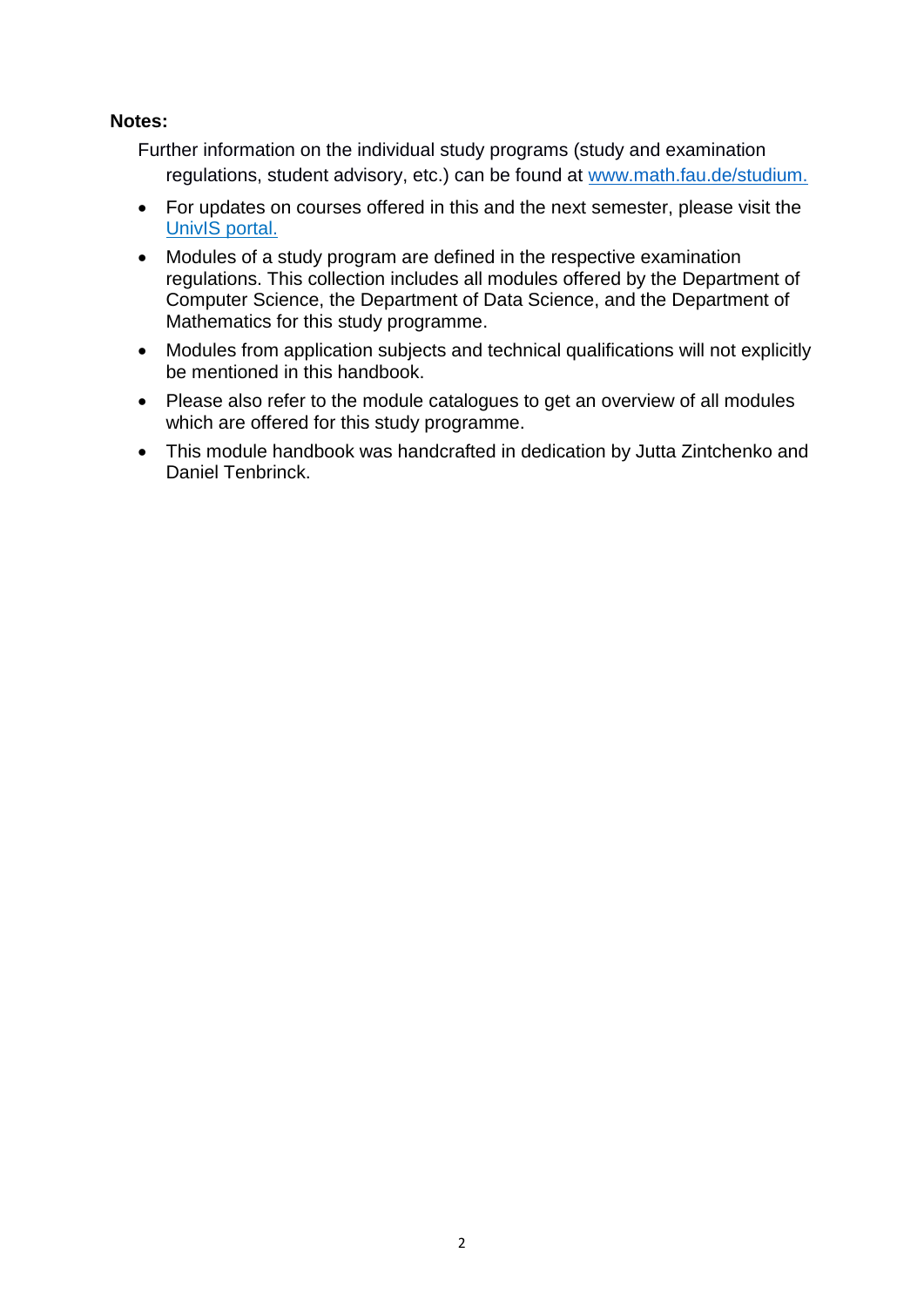**Notes:**

Further information on the individual study programs (study and examination regulations, student advisory, etc.) can be found at [www.math.fau.de/studium.](http://www.math.fau.de/studium)

- For updates on courses offered in this and the next semester, please visit the [UnivIS portal.]()
- Modules of a study program are defined in the respective examination regulations. This collection includes all modules offered by the Department of Computer Science, the Department of Data Science, and the Department of Mathematics for this study programme.
- Modules from application subjects and technical qualifications will not explicitly be mentioned in this handbook.
- Please also refer to the module catalogues to get an overview of all modules which are offered for this study programme.
- This module handbook was handcrafted in dedication by Jutta Zintchenko and Daniel Tenbrinck.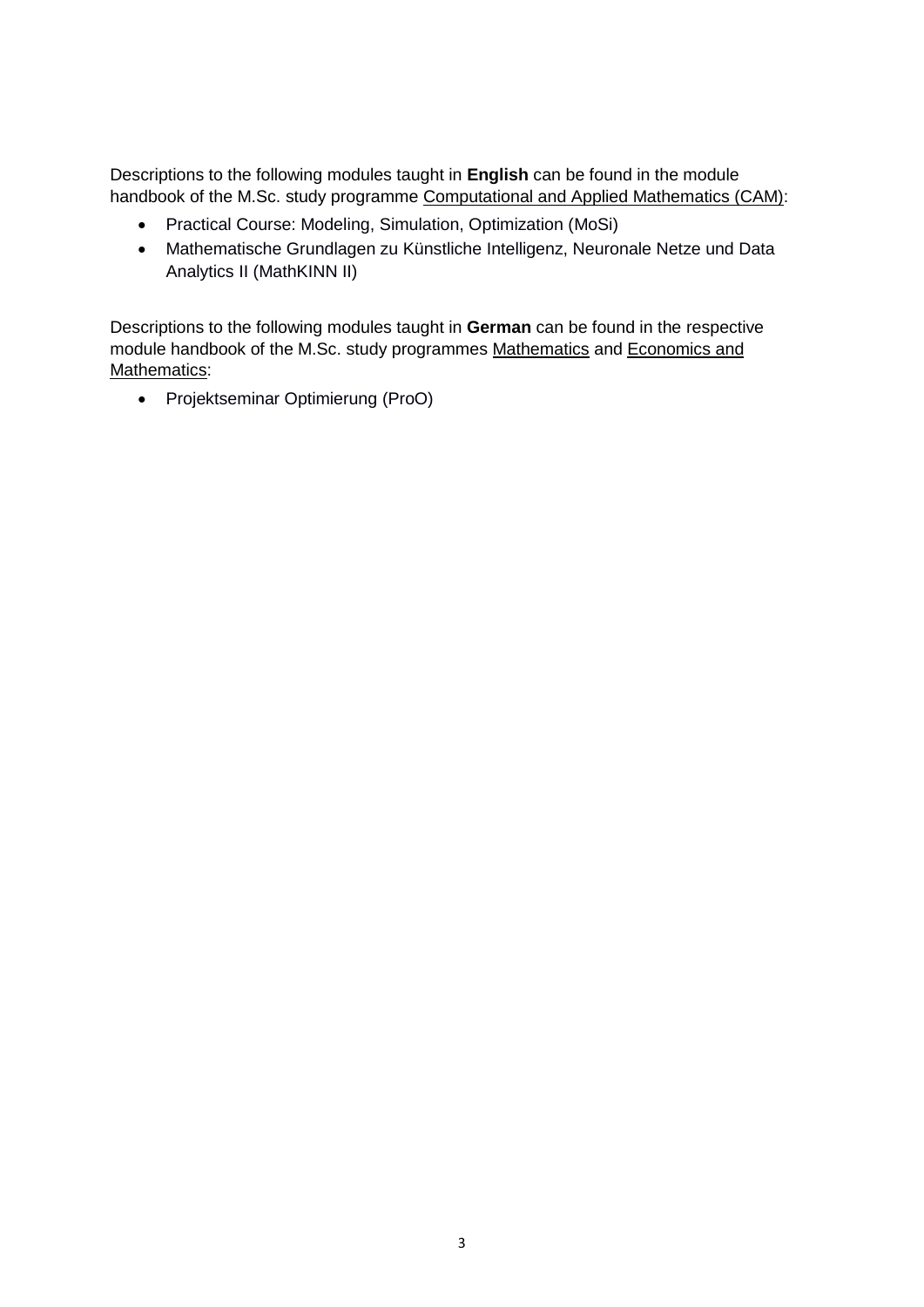Descriptions to the following modules taught in **English** can be found in the module handbook of the M.Sc. study programme Computational and Applied Mathematics (CAM):

- Practical Course: Modeling, Simulation, Optimization (MoSi)
- Mathematische Grundlagen zu Künstliche Intelligenz, Neuronale Netze und Data Analytics II (MathKINN II)

Descriptions to the following modules taught in **German** can be found in the respective module handbook of the M.Sc. study programmes Mathematics and Economics and Mathematics:

- Projektseminar Optimierung (ProO)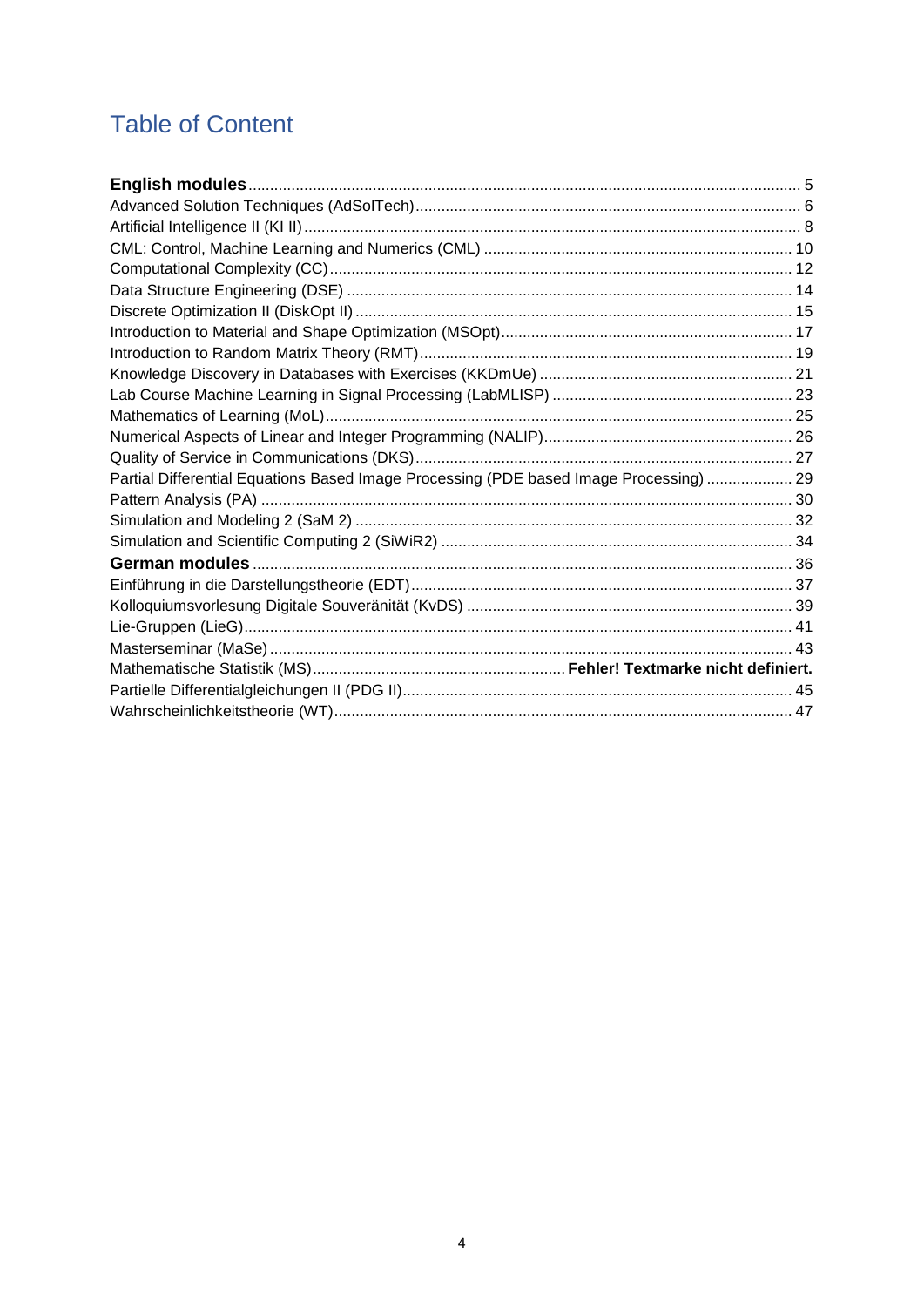# Table of Content

**English modules** ..... 5
Advanced Solution Techniques (AdSolTech) ..... 6
Artificial Intelligence II (KI II) ..... 8
CML: Control, Machine Learning and Numerics (CML) ..... 10
Computational Complexity (CC) ..... 12
Data Structure Engineering (DSE) ..... 14
Discrete Optimization II (DiskOpt II) ..... 15
Introduction to Material and Shape Optimization (MSOpt) ..... 17
Introduction to Random Matrix Theory (RMT) ..... 19
Knowledge Discovery in Databases with Exercises (KKDmUe) ..... 21
Lab Course Machine Learning in Signal Processing (LabMLISP) ..... 23
Mathematics of Learning (MoL) ..... 25
Numerical Aspects of Linear and Integer Programming (NALIP) ..... 26
Quality of Service in Communications (DKS) ..... 27
Partial Differential Equations Based Image Processing (PDE based Image Processing) ..... 29
Pattern Analysis (PA) ..... 30
Simulation and Modeling 2 (SaM 2) ..... 32
Simulation and Scientific Computing 2 (SiWiR2) ..... 34
**German modules** ..... 36
Einführung in die Darstellungstheorie (EDT) ..... 37
Kolloquiumsvorlesung Digitale Souveränität (KvDS) ..... 39
Lie-Gruppen (LieG) ..... 41
Masterseminar (MaSe) ..... 43
Mathematische Statistik (MS) ..... **Fehler! Textmarke nicht definiert.**
Partielle Differentialgleichungen II (PDG II) ..... 45
Wahrscheinlichkeitstheorie (WT) ..... 47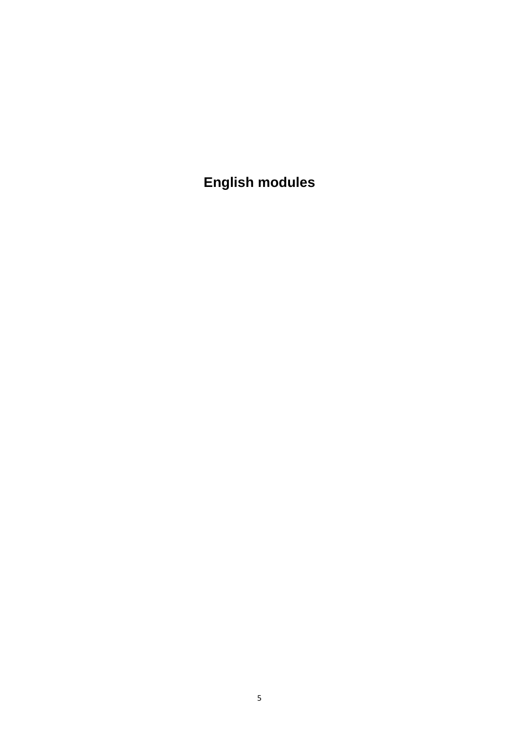# English modules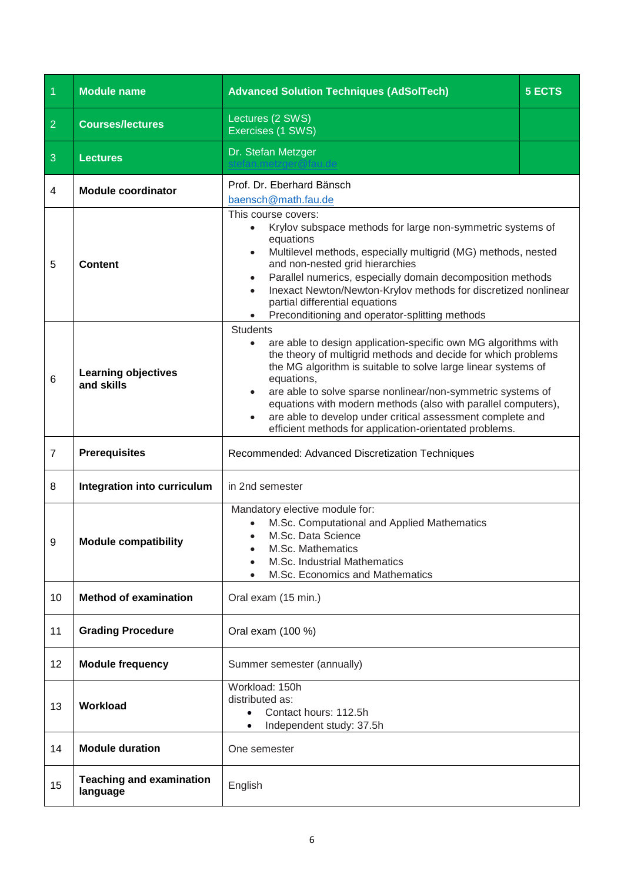| 1 | Module name | Advanced Solution Techniques (AdSolTech) | 5 ECTS |
|---|---|---|---|
| 2 | Courses/lectures | Lectures (2 SWS)<br>Exercises (1 SWS) | |
| 3 | Lectures | Dr. Stefan Metzger<br>stefan.metzger@fau.de | |
| 4 | Module coordinator | Prof. Dr. Eberhard Bänsch<br>baensch@math.fau.de | |
| 5 | Content | This course covers:<br>• Krylov subspace methods for large non-symmetric systems of equations<br>• Multilevel methods, especially multigrid (MG) methods, nested and non-nested grid hierarchies<br>• Parallel numerics, especially domain decomposition methods<br>• Inexact Newton/Newton-Krylov methods for discretized nonlinear partial differential equations<br>• Preconditioning and operator-splitting methods | |
| 6 | Learning objectives and skills | Students<br>• are able to design application-specific own MG algorithms with the theory of multigrid methods and decide for which problems the MG algorithm is suitable to solve large linear systems of equations,<br>• are able to solve sparse nonlinear/non-symmetric systems of equations with modern methods (also with parallel computers),<br>• are able to develop under critical assessment complete and efficient methods for application-orientated problems. | |
| 7 | Prerequisites | Recommended: Advanced Discretization Techniques | |
| 8 | Integration into curriculum | in 2nd semester | |
| 9 | Module compatibility | Mandatory elective module for:<br>• M.Sc. Computational and Applied Mathematics<br>• M.Sc. Data Science<br>• M.Sc. Mathematics<br>• M.Sc. Industrial Mathematics<br>• M.Sc. Economics and Mathematics | |
| 10 | Method of examination | Oral exam (15 min.) | |
| 11 | Grading Procedure | Oral exam (100 %) | |
| 12 | Module frequency | Summer semester (annually) | |
| 13 | Workload | Workload: 150h<br>distributed as:<br>• Contact hours: 112.5h<br>• Independent study: 37.5h | |
| 14 | Module duration | One semester | |
| 15 | Teaching and examination language | English | |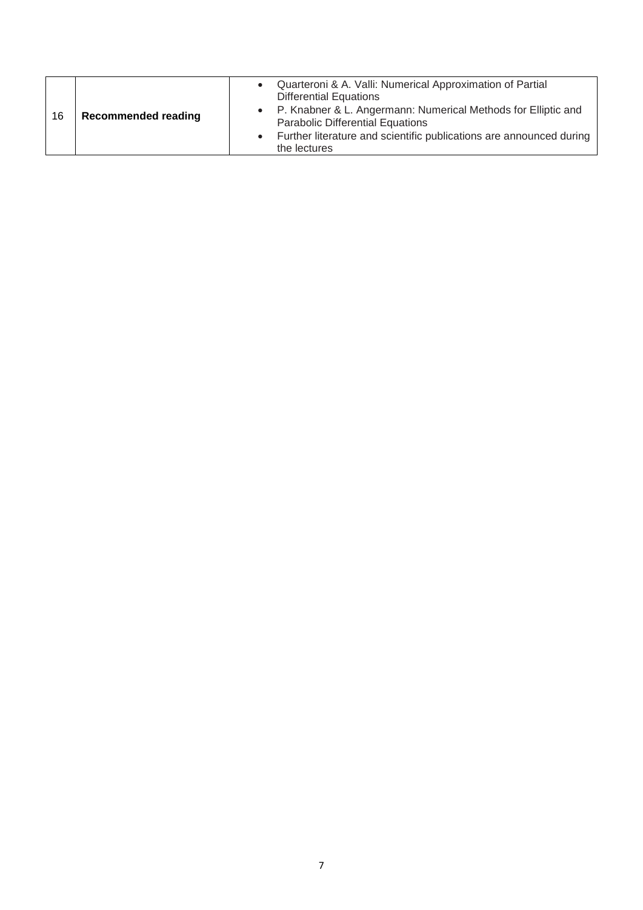| 16 | **Recommended reading** | • Quarteroni & A. Valli: Numerical Approximation of Partial Differential Equations<br>• P. Knabner & L. Angermann: Numerical Methods for Elliptic and Parabolic Differential Equations<br>• Further literature and scientific publications are announced during the lectures |
|---|---|---|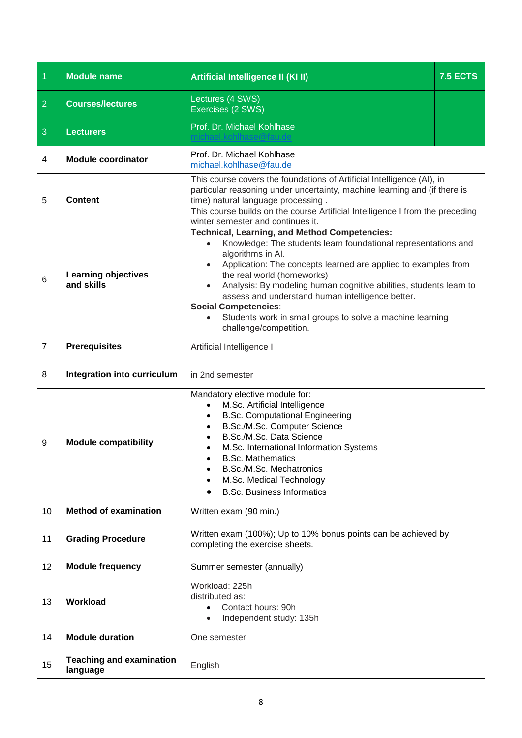| 1 | Module name | Artificial Intelligence II (KI II) | 7.5 ECTS |
|---|---|---|---|
| 2 | Courses/lectures | Lectures (4 SWS)<br>Exercises (2 SWS) | |
| 3 | Lecturers | Prof. Dr. Michael Kohlhase<br>michael.kohlhase@fau.de | |
| 4 | Module coordinator | Prof. Dr. Michael Kohlhase<br>michael.kohlhase@fau.de | |
| 5 | Content | This course covers the foundations of Artificial Intelligence (AI), in particular reasoning under uncertainty, machine learning and (if there is time) natural language processing .<br>This course builds on the course Artificial Intelligence I from the preceding winter semester and continues it. | |
| 6 | Learning objectives and skills | **Technical, Learning, and Method Competencies:**<br>• Knowledge: The students learn foundational representations and algorithms in AI.<br>• Application: The concepts learned are applied to examples from the real world (homeworks)<br>• Analysis: By modeling human cognitive abilities, students learn to assess and understand human intelligence better.<br>**Social Competencies**:<br>• Students work in small groups to solve a machine learning challenge/competition. | |
| 7 | Prerequisites | Artificial Intelligence I | |
| 8 | Integration into curriculum | in 2nd semester | |
| 9 | Module compatibility | Mandatory elective module for:<br>• M.Sc. Artificial Intelligence<br>• B.Sc. Computational Engineering<br>• B.Sc./M.Sc. Computer Science<br>• B.Sc./M.Sc. Data Science<br>• M.Sc. International Information Systems<br>• B.Sc. Mathematics<br>• B.Sc./M.Sc. Mechatronics<br>• M.Sc. Medical Technology<br>• B.Sc. Business Informatics | |
| 10 | Method of examination | Written exam (90 min.) | |
| 11 | Grading Procedure | Written exam (100%); Up to 10% bonus points can be achieved by completing the exercise sheets. | |
| 12 | Module frequency | Summer semester (annually) | |
| 13 | Workload | Workload: 225h<br>distributed as:<br>• Contact hours: 90h<br>• Independent study: 135h | |
| 14 | Module duration | One semester | |
| 15 | Teaching and examination language | English | |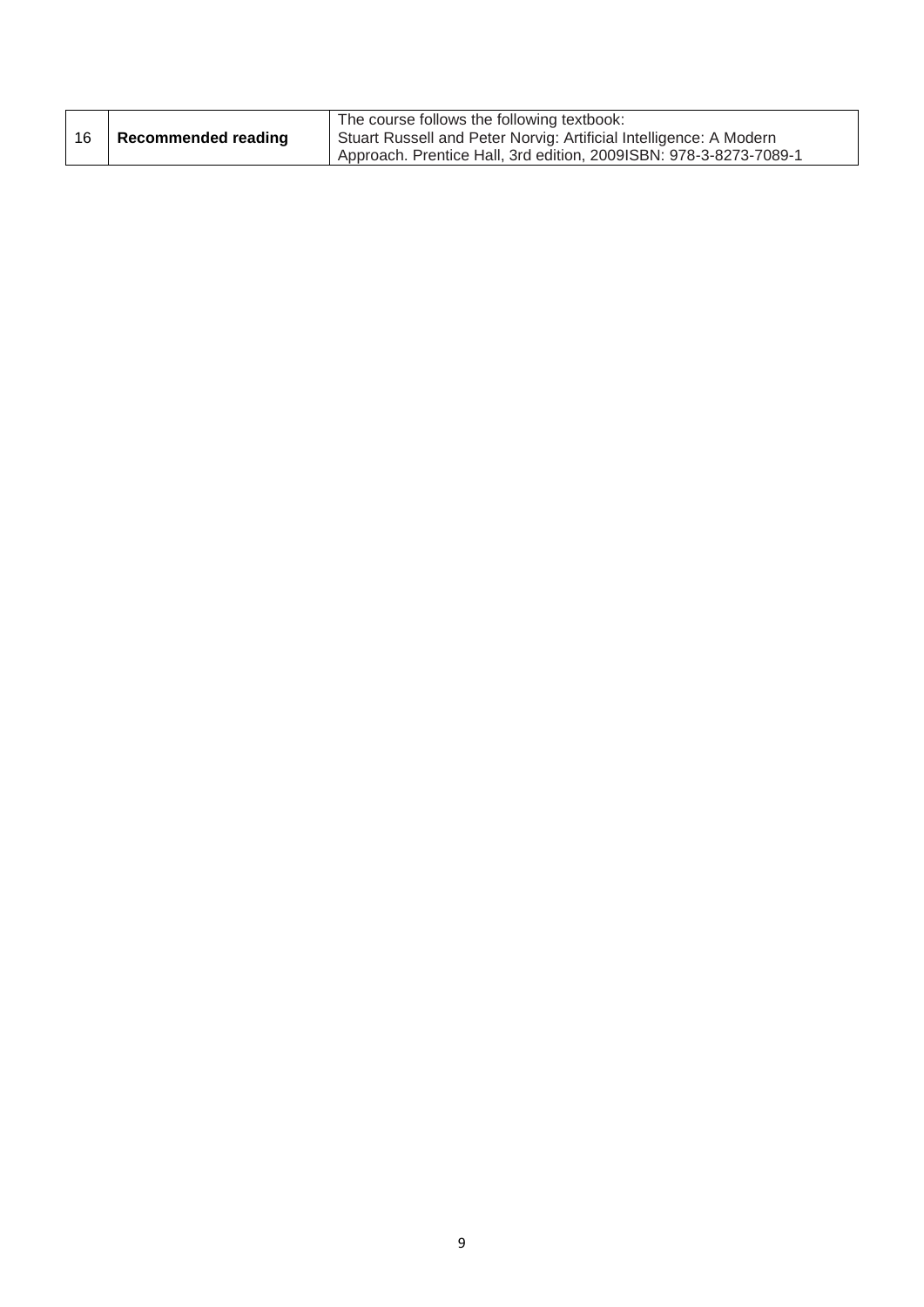| 16 | **Recommended reading** | The course follows the following textbook: Stuart Russell and Peter Norvig: Artificial Intelligence: A Modern Approach. Prentice Hall, 3rd edition, 2009ISBN: 978-3-8273-7089-1 |
|---|---|---|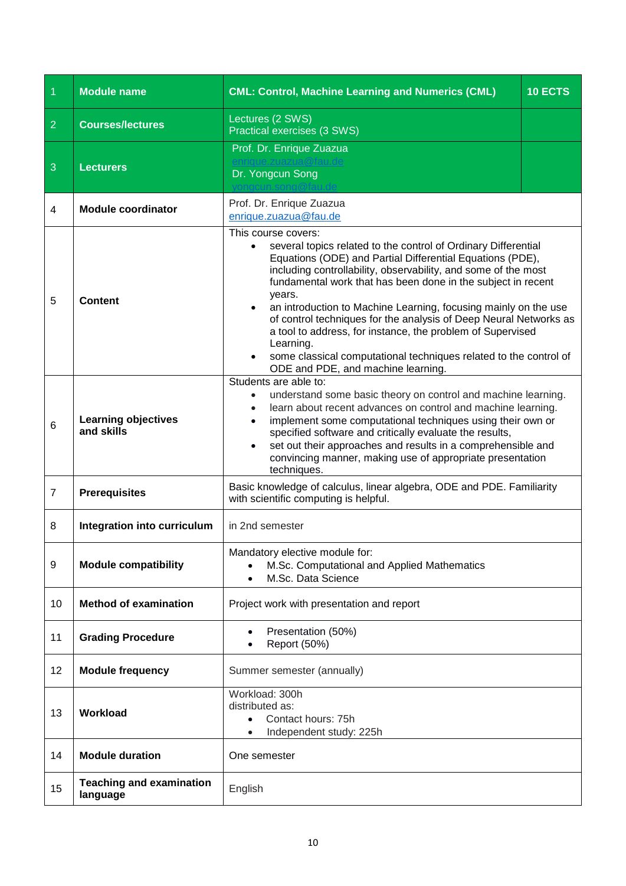| 1 | Module name | CML: Control, Machine Learning and Numerics (CML) | 10 ECTS |
|---|---|---|---|
| 2 | Courses/lectures | Lectures (2 SWS)<br>Practical exercises (3 SWS) | |
| 3 | Lecturers | Prof. Dr. Enrique Zuazua<br>enrique.zuazua@fau.de<br>Dr. Yongcun Song<br>yongcun.song@fau.de | |
| 4 | Module coordinator | Prof. Dr. Enrique Zuazua<br>enrique.zuazua@fau.de | |
| 5 | Content | This course covers:<br>• several topics related to the control of Ordinary Differential Equations (ODE) and Partial Differential Equations (PDE), including controllability, observability, and some of the most fundamental work that has been done in the subject in recent years.<br>• an introduction to Machine Learning, focusing mainly on the use of control techniques for the analysis of Deep Neural Networks as a tool to address, for instance, the problem of Supervised Learning.<br>• some classical computational techniques related to the control of ODE and PDE, and machine learning. | |
| 6 | Learning objectives and skills | Students are able to:<br>• understand some basic theory on control and machine learning.<br>• learn about recent advances on control and machine learning.<br>• implement some computational techniques using their own or specified software and critically evaluate the results,<br>• set out their approaches and results in a comprehensible and convincing manner, making use of appropriate presentation techniques. | |
| 7 | Prerequisites | Basic knowledge of calculus, linear algebra, ODE and PDE. Familiarity with scientific computing is helpful. | |
| 8 | Integration into curriculum | in 2nd semester | |
| 9 | Module compatibility | Mandatory elective module for:<br>• M.Sc. Computational and Applied Mathematics<br>• M.Sc. Data Science | |
| 10 | Method of examination | Project work with presentation and report | |
| 11 | Grading Procedure | • Presentation (50%)<br>• Report (50%) | |
| 12 | Module frequency | Summer semester (annually) | |
| 13 | Workload | Workload: 300h<br>distributed as:<br>• Contact hours: 75h<br>• Independent study: 225h | |
| 14 | Module duration | One semester | |
| 15 | Teaching and examination language | English | |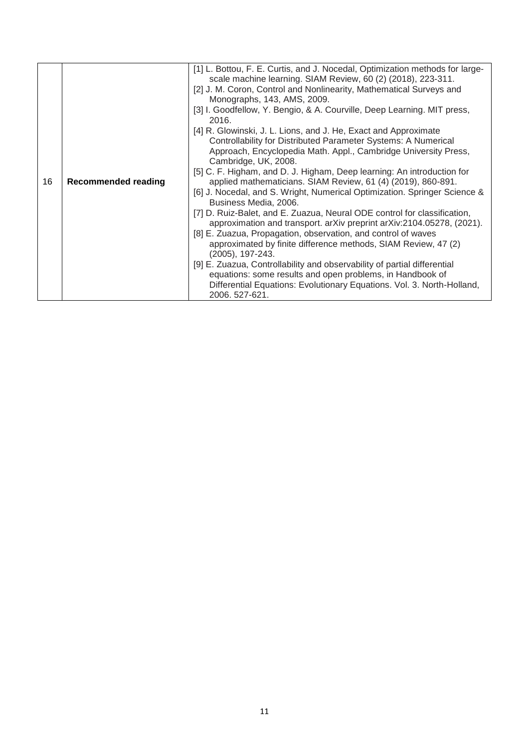| 16 | **Recommended reading** | [1] L. Bottou, F. E. Curtis, and J. Nocedal, Optimization methods for large-scale machine learning. SIAM Review, 60 (2) (2018), 223-311.<br>[2] J. M. Coron, Control and Nonlinearity, Mathematical Surveys and Monographs, 143, AMS, 2009.<br>[3] I. Goodfellow, Y. Bengio, & A. Courville, Deep Learning. MIT press, 2016.<br>[4] R. Glowinski, J. L. Lions, and J. He, Exact and Approximate Controllability for Distributed Parameter Systems: A Numerical Approach, Encyclopedia Math. Appl., Cambridge University Press, Cambridge, UK, 2008.<br>[5] C. F. Higham, and D. J. Higham, Deep learning: An introduction for applied mathematicians. SIAM Review, 61 (4) (2019), 860-891.<br>[6] J. Nocedal, and S. Wright, Numerical Optimization. Springer Science & Business Media, 2006.<br>[7] D. Ruiz-Balet, and E. Zuazua, Neural ODE control for classification, approximation and transport. arXiv preprint arXiv:2104.05278, (2021).<br>[8] E. Zuazua, Propagation, observation, and control of waves approximated by finite difference methods, SIAM Review, 47 (2) (2005), 197-243.<br>[9] E. Zuazua, Controllability and observability of partial differential equations: some results and open problems, in Handbook of Differential Equations: Evolutionary Equations. Vol. 3. North-Holland, 2006. 527-621. |
|---|---|---|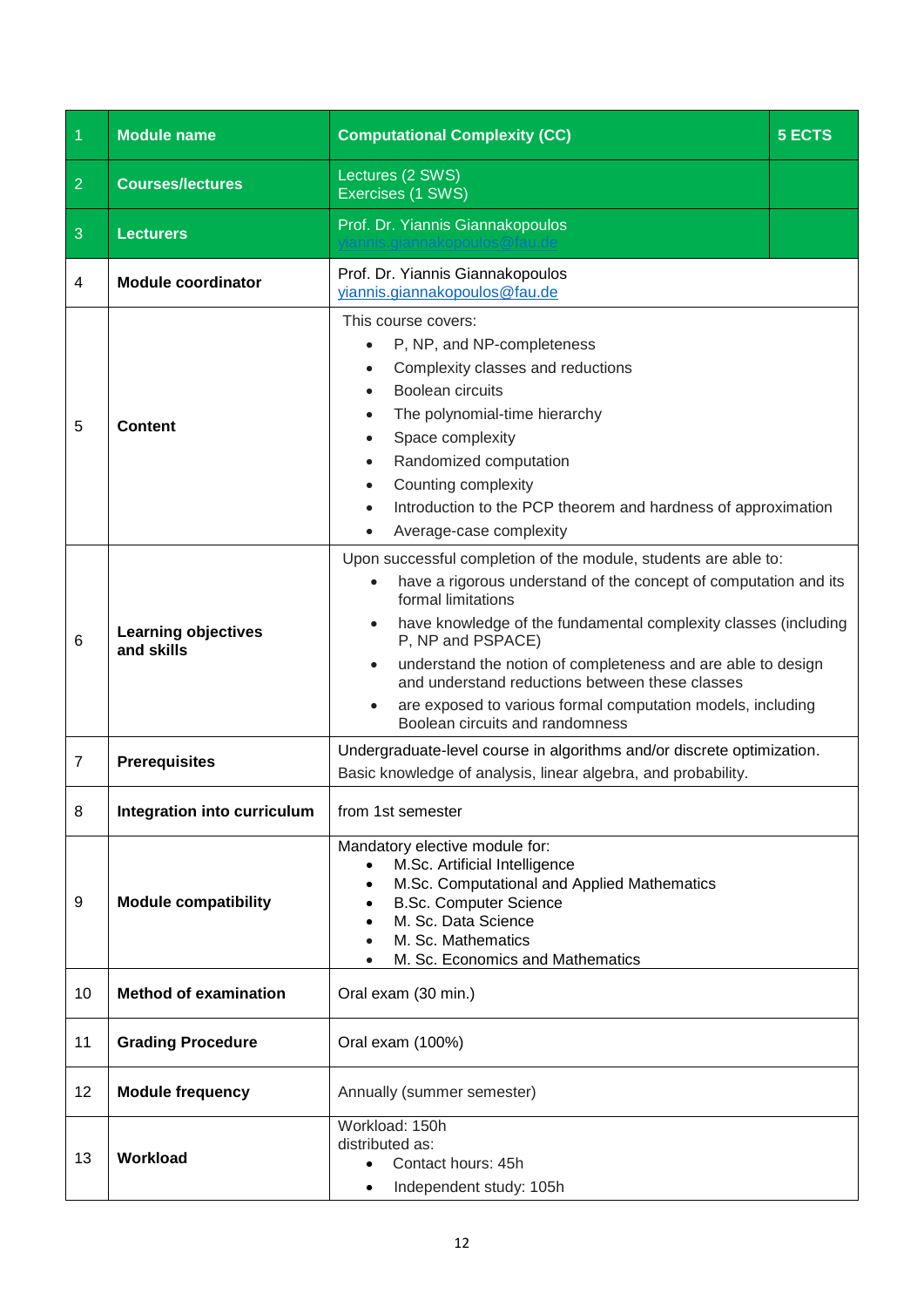| 1 | Module name | Computational Complexity (CC) | 5 ECTS |
|---|---|---|---|
| 2 | Courses/lectures | Lectures (2 SWS)<br>Exercises (1 SWS) | |
| 3 | Lecturers | Prof. Dr. Yiannis Giannakopoulos<br>yiannis.giannakopoulos@fau.de | |
| 4 | Module coordinator | Prof. Dr. Yiannis Giannakopoulos<br>yiannis.giannakopoulos@fau.de | |
| 5 | Content | This course covers:<br>• P, NP, and NP-completeness<br>• Complexity classes and reductions<br>• Boolean circuits<br>• The polynomial-time hierarchy<br>• Space complexity<br>• Randomized computation<br>• Counting complexity<br>• Introduction to the PCP theorem and hardness of approximation<br>• Average-case complexity | |
| 6 | Learning objectives and skills | Upon successful completion of the module, students are able to:<br>• have a rigorous understand of the concept of computation and its formal limitations<br>• have knowledge of the fundamental complexity classes (including P, NP and PSPACE)<br>• understand the notion of completeness and are able to design and understand reductions between these classes<br>• are exposed to various formal computation models, including Boolean circuits and randomness | |
| 7 | Prerequisites | Undergraduate-level course in algorithms and/or discrete optimization.<br>Basic knowledge of analysis, linear algebra, and probability. | |
| 8 | Integration into curriculum | from 1st semester | |
| 9 | Module compatibility | Mandatory elective module for:<br>• M.Sc. Artificial Intelligence<br>• M.Sc. Computational and Applied Mathematics<br>• B.Sc. Computer Science<br>• M. Sc. Data Science<br>• M. Sc. Mathematics<br>• M. Sc. Economics and Mathematics | |
| 10 | Method of examination | Oral exam (30 min.) | |
| 11 | Grading Procedure | Oral exam (100%) | |
| 12 | Module frequency | Annually (summer semester) | |
| 13 | Workload | Workload: 150h<br>distributed as:<br>• Contact hours: 45h<br>• Independent study: 105h | |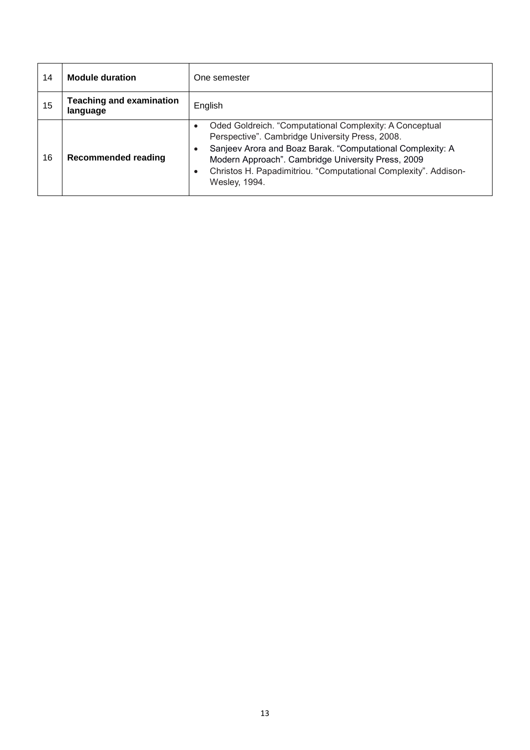| 14 | **Module duration** | One semester |
|---|---|---|
| 15 | **Teaching and examination language** | English |
| 16 | **Recommended reading** | • Oded Goldreich. “Computational Complexity: A Conceptual Perspective”. Cambridge University Press, 2008.<br>• Sanjeev Arora and Boaz Barak. “Computational Complexity: A Modern Approach”. Cambridge University Press, 2009<br>• Christos H. Papadimitriou. “Computational Complexity”. Addison-Wesley, 1994. |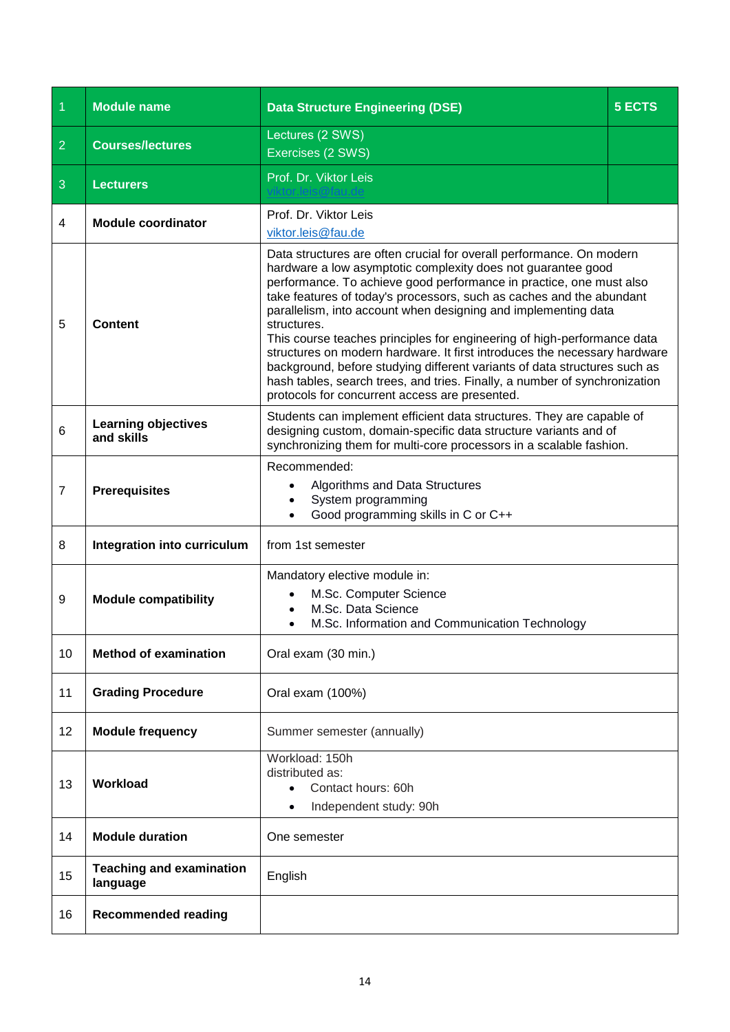| 1 | Module name | Data Structure Engineering (DSE) | 5 ECTS |
|---|---|---|---|
| 2 | Courses/lectures | Lectures (2 SWS)<br>Exercises (2 SWS) | |
| 3 | Lecturers | Prof. Dr. Viktor Leis<br>viktor.leis@fau.de | |
| 4 | Module coordinator | Prof. Dr. Viktor Leis<br>viktor.leis@fau.de | |
| 5 | Content | Data structures are often crucial for overall performance. On modern hardware a low asymptotic complexity does not guarantee good performance. To achieve good performance in practice, one must also take features of today's processors, such as caches and the abundant parallelism, into account when designing and implementing data structures.<br>This course teaches principles for engineering of high-performance data structures on modern hardware. It first introduces the necessary hardware background, before studying different variants of data structures such as hash tables, search trees, and tries. Finally, a number of synchronization protocols for concurrent access are presented. | |
| 6 | Learning objectives and skills | Students can implement efficient data structures. They are capable of designing custom, domain-specific data structure variants and of synchronizing them for multi-core processors in a scalable fashion. | |
| 7 | Prerequisites | Recommended:<br>• Algorithms and Data Structures<br>• System programming<br>• Good programming skills in C or C++ | |
| 8 | Integration into curriculum | from 1st semester | |
| 9 | Module compatibility | Mandatory elective module in:<br>• M.Sc. Computer Science<br>• M.Sc. Data Science<br>• M.Sc. Information and Communication Technology | |
| 10 | Method of examination | Oral exam (30 min.) | |
| 11 | Grading Procedure | Oral exam (100%) | |
| 12 | Module frequency | Summer semester (annually) | |
| 13 | Workload | Workload: 150h<br>distributed as:<br>• Contact hours: 60h<br>• Independent study: 90h | |
| 14 | Module duration | One semester | |
| 15 | Teaching and examination language | English | |
| 16 | Recommended reading | | |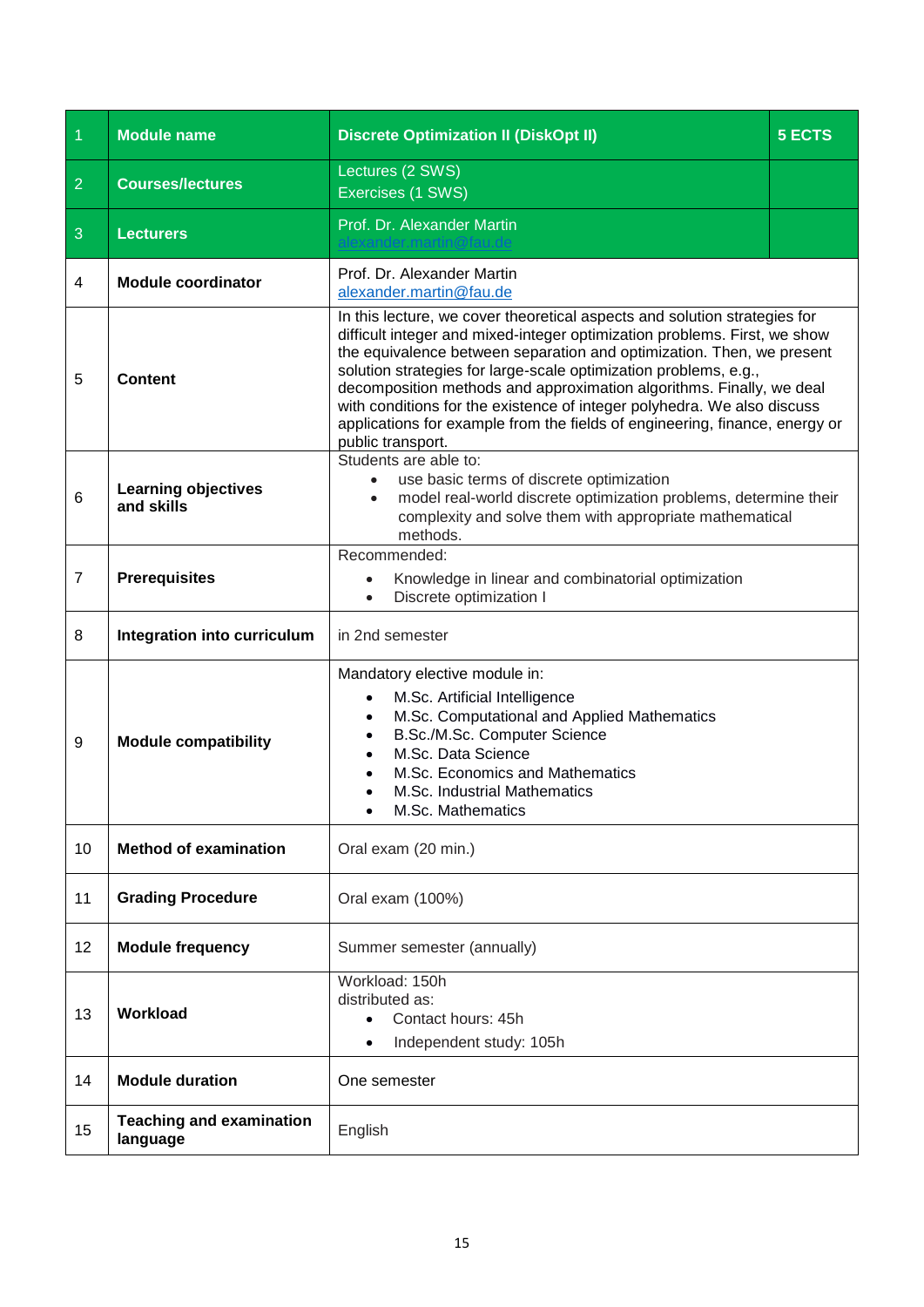| 1 | Module name | Discrete Optimization II (DiskOpt II) | 5 ECTS |
|---|---|---|---|
| 2 | Courses/lectures | Lectures (2 SWS)<br>Exercises (1 SWS) | |
| 3 | Lecturers | Prof. Dr. Alexander Martin<br>alexander.martin@fau.de | |
| 4 | Module coordinator | Prof. Dr. Alexander Martin<br>alexander.martin@fau.de | |
| 5 | Content | In this lecture, we cover theoretical aspects and solution strategies for difficult integer and mixed-integer optimization problems. First, we show the equivalence between separation and optimization. Then, we present solution strategies for large-scale optimization problems, e.g., decomposition methods and approximation algorithms. Finally, we deal with conditions for the existence of integer polyhedra. We also discuss applications for example from the fields of engineering, finance, energy or public transport. | |
| 6 | Learning objectives and skills | Students are able to:<br>• use basic terms of discrete optimization<br>• model real-world discrete optimization problems, determine their complexity and solve them with appropriate mathematical methods. | |
| 7 | Prerequisites | Recommended:<br>• Knowledge in linear and combinatorial optimization<br>• Discrete optimization I | |
| 8 | Integration into curriculum | in 2nd semester | |
| 9 | Module compatibility | Mandatory elective module in:<br>• M.Sc. Artificial Intelligence<br>• M.Sc. Computational and Applied Mathematics<br>• B.Sc./M.Sc. Computer Science<br>• M.Sc. Data Science<br>• M.Sc. Economics and Mathematics<br>• M.Sc. Industrial Mathematics<br>• M.Sc. Mathematics | |
| 10 | Method of examination | Oral exam (20 min.) | |
| 11 | Grading Procedure | Oral exam (100%) | |
| 12 | Module frequency | Summer semester (annually) | |
| 13 | Workload | Workload: 150h<br>distributed as:<br>• Contact hours: 45h<br>• Independent study: 105h | |
| 14 | Module duration | One semester | |
| 15 | Teaching and examination language | English | |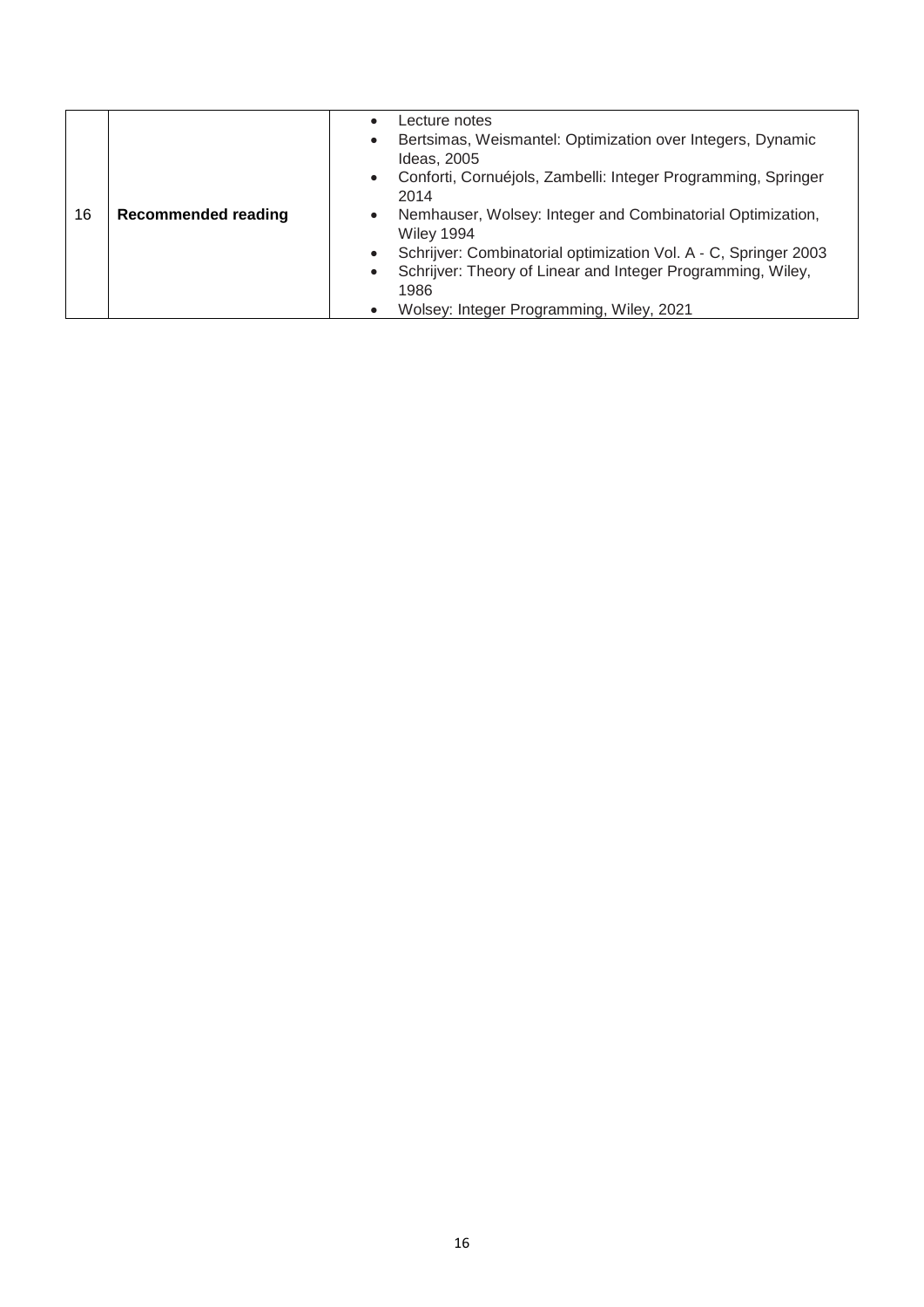| | | |
|---|---|---|
| 16 | **Recommended reading** | <ul><li>Lecture notes</li><li>Bertsimas, Weismantel: Optimization over Integers, Dynamic Ideas, 2005</li><li>Conforti, Cornuéjols, Zambelli: Integer Programming, Springer 2014</li><li>Nemhauser, Wolsey: Integer and Combinatorial Optimization, Wiley 1994</li><li>Schrijver: Combinatorial optimization Vol. A - C, Springer 2003</li><li>Schrijver: Theory of Linear and Integer Programming, Wiley, 1986</li><li>Wolsey: Integer Programming, Wiley, 2021</li></ul> |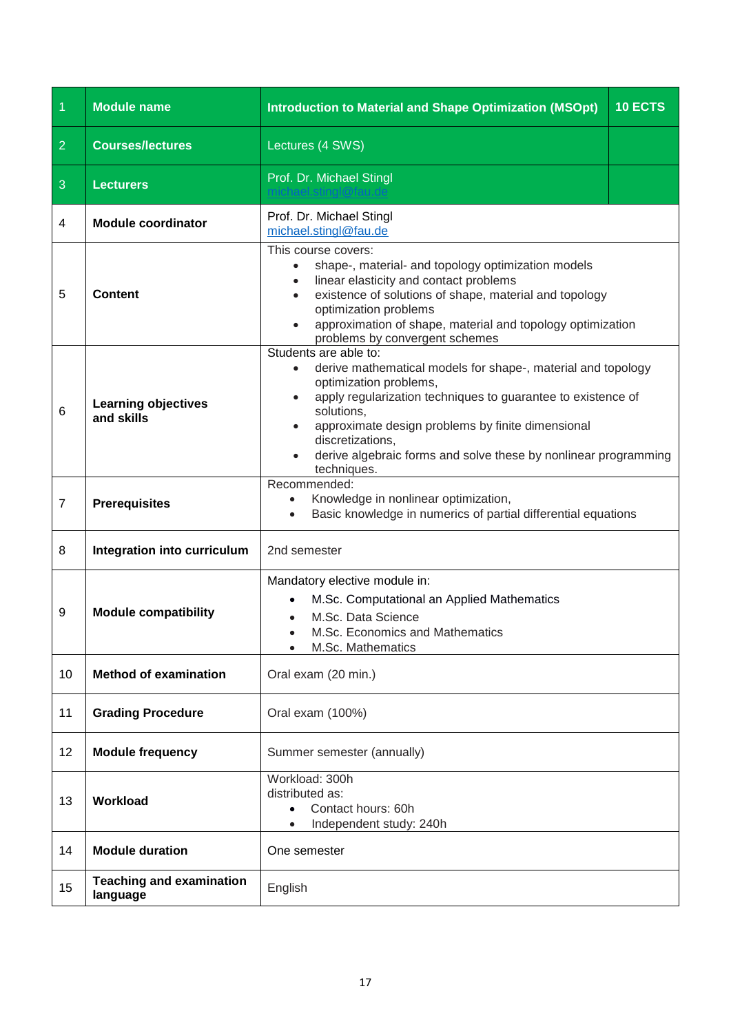| 1 | **Module name** | **Introduction to Material and Shape Optimization (MSOpt)** | **10 ECTS** |
|---|---|---|---|
| 2 | **Courses/lectures** | Lectures (4 SWS) | |
| 3 | **Lecturers** | Prof. Dr. Michael Stingl<br>michael.stingl@fau.de | |
| 4 | **Module coordinator** | Prof. Dr. Michael Stingl<br>michael.stingl@fau.de | |
| 5 | **Content** | This course covers:<br>• shape-, material- and topology optimization models<br>• linear elasticity and contact problems<br>• existence of solutions of shape, material and topology optimization problems<br>• approximation of shape, material and topology optimization problems by convergent schemes | |
| 6 | **Learning objectives and skills** | Students are able to:<br>• derive mathematical models for shape-, material and topology optimization problems,<br>• apply regularization techniques to guarantee to existence of solutions,<br>• approximate design problems by finite dimensional discretizations,<br>• derive algebraic forms and solve these by nonlinear programming techniques. | |
| 7 | **Prerequisites** | Recommended:<br>• Knowledge in nonlinear optimization,<br>• Basic knowledge in numerics of partial differential equations | |
| 8 | **Integration into curriculum** | 2nd semester | |
| 9 | **Module compatibility** | Mandatory elective module in:<br>• M.Sc. Computational an Applied Mathematics<br>• M.Sc. Data Science<br>• M.Sc. Economics and Mathematics<br>• M.Sc. Mathematics | |
| 10 | **Method of examination** | Oral exam (20 min.) | |
| 11 | **Grading Procedure** | Oral exam (100%) | |
| 12 | **Module frequency** | Summer semester (annually) | |
| 13 | **Workload** | Workload: 300h<br>distributed as:<br>• Contact hours: 60h<br>• Independent study: 240h | |
| 14 | **Module duration** | One semester | |
| 15 | **Teaching and examination language** | English | |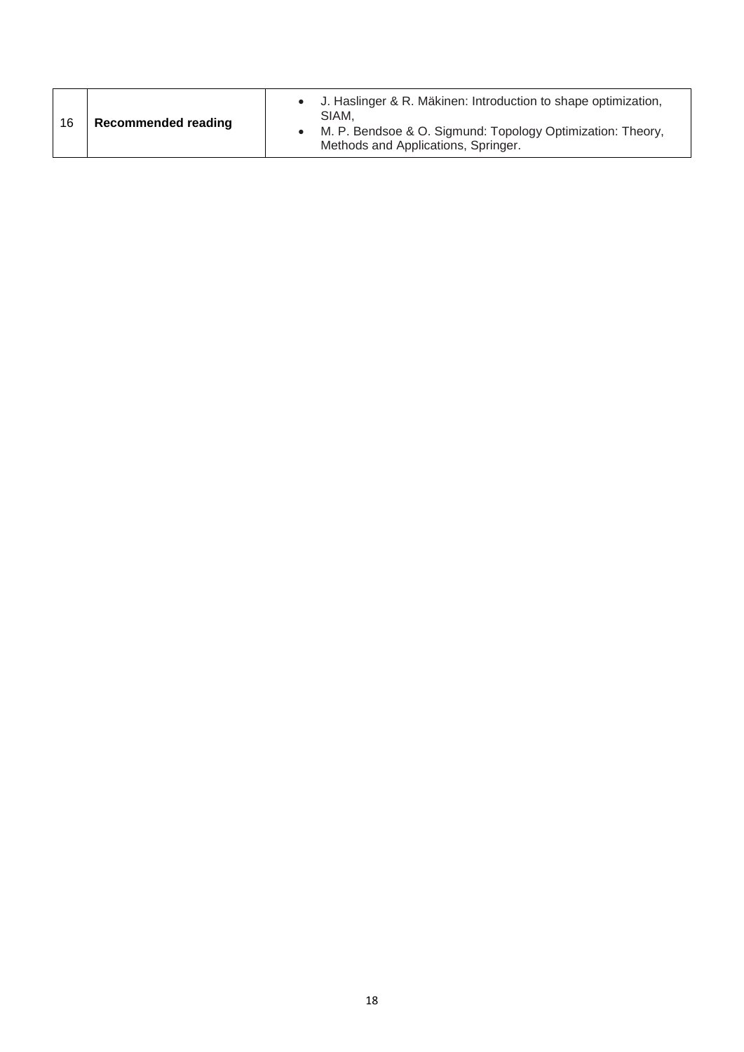| 16 | **Recommended reading** | • J. Haslinger & R. Mäkinen: Introduction to shape optimization, SIAM,<br>• M. P. Bendsoe & O. Sigmund: Topology Optimization: Theory, Methods and Applications, Springer. |
|---|---|---|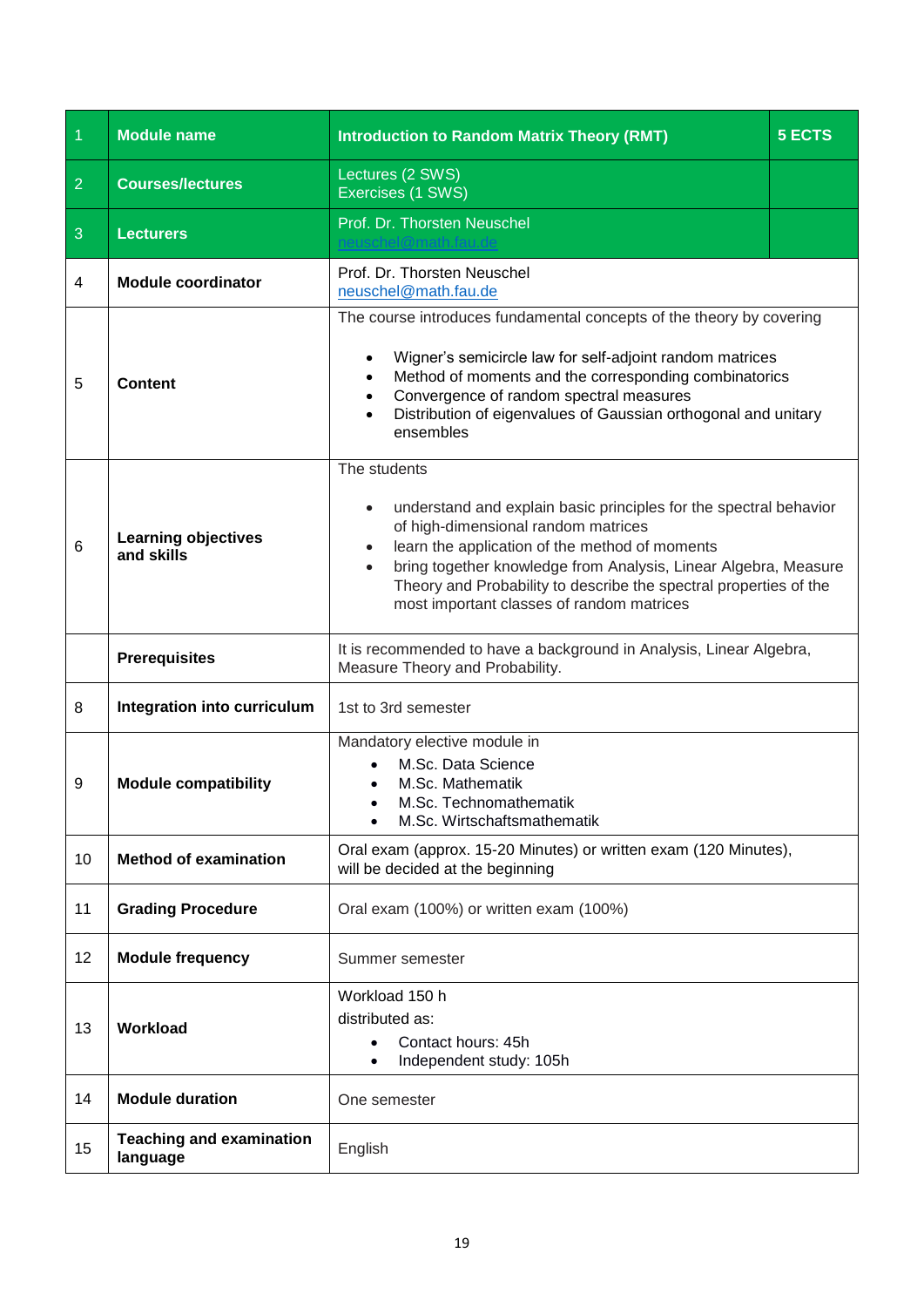| 1 | Module name | Introduction to Random Matrix Theory (RMT) | 5 ECTS |
|---|---|---|---|
| 2 | Courses/lectures | Lectures (2 SWS)<br>Exercises (1 SWS) | |
| 3 | Lecturers | Prof. Dr. Thorsten Neuschel<br>neuschel@math.fau.de | |
| 4 | Module coordinator | Prof. Dr. Thorsten Neuschel<br>neuschel@math.fau.de | |
| 5 | Content | The course introduces fundamental concepts of the theory by covering<br><br>• Wigner's semicircle law for self-adjoint random matrices<br>• Method of moments and the corresponding combinatorics<br>• Convergence of random spectral measures<br>• Distribution of eigenvalues of Gaussian orthogonal and unitary ensembles | |
| 6 | Learning objectives and skills | The students<br><br>• understand and explain basic principles for the spectral behavior of high-dimensional random matrices<br>• learn the application of the method of moments<br>• bring together knowledge from Analysis, Linear Algebra, Measure Theory and Probability to describe the spectral properties of the most important classes of random matrices | |
| | Prerequisites | It is recommended to have a background in Analysis, Linear Algebra, Measure Theory and Probability. | |
| 8 | Integration into curriculum | 1st to 3rd semester | |
| 9 | Module compatibility | Mandatory elective module in<br>• M.Sc. Data Science<br>• M.Sc. Mathematik<br>• M.Sc. Technomathematik<br>• M.Sc. Wirtschaftsmathematik | |
| 10 | Method of examination | Oral exam (approx. 15-20 Minutes) or written exam (120 Minutes), will be decided at the beginning | |
| 11 | Grading Procedure | Oral exam (100%) or written exam (100%) | |
| 12 | Module frequency | Summer semester | |
| 13 | Workload | Workload 150 h<br>distributed as:<br>• Contact hours: 45h<br>• Independent study: 105h | |
| 14 | Module duration | One semester | |
| 15 | Teaching and examination language | English | |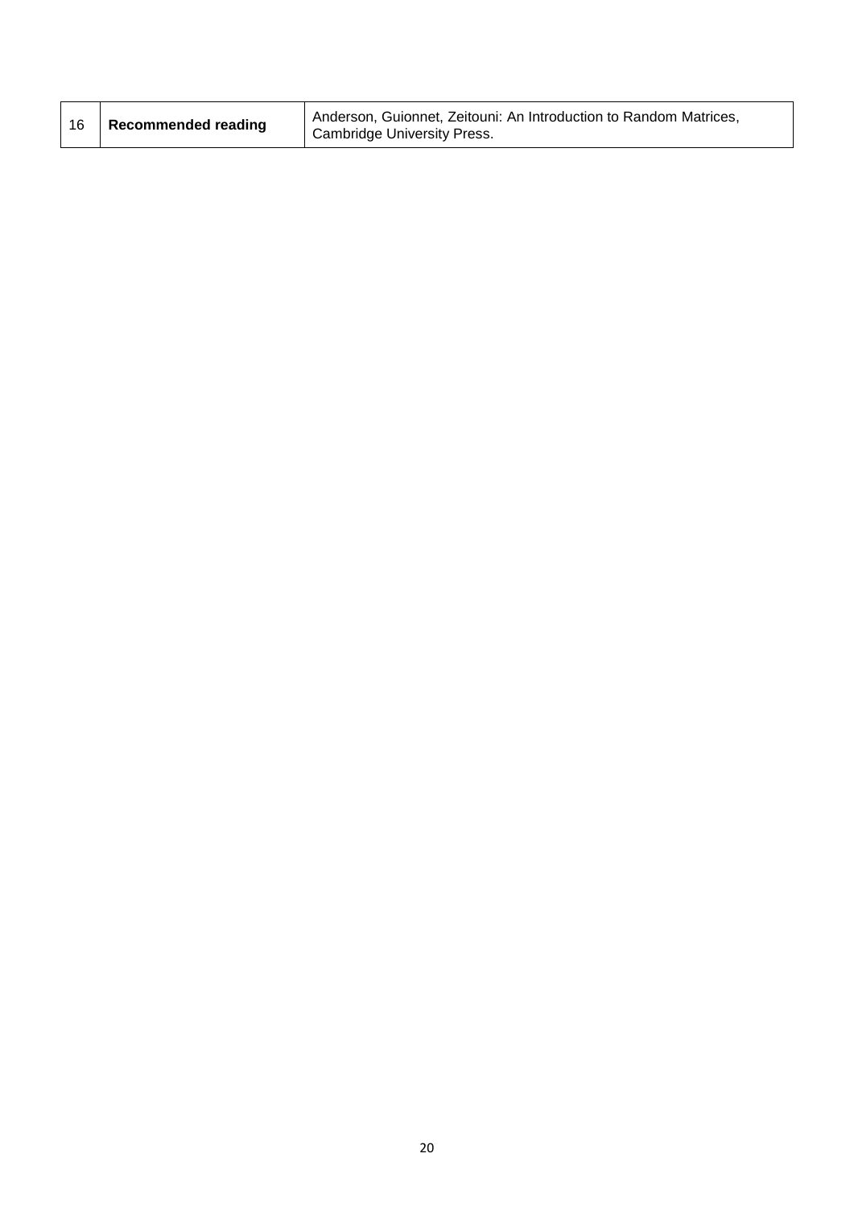| 16 | **Recommended reading** | Anderson, Guionnet, Zeitouni: An Introduction to Random Matrices, Cambridge University Press. |
|---|---|---|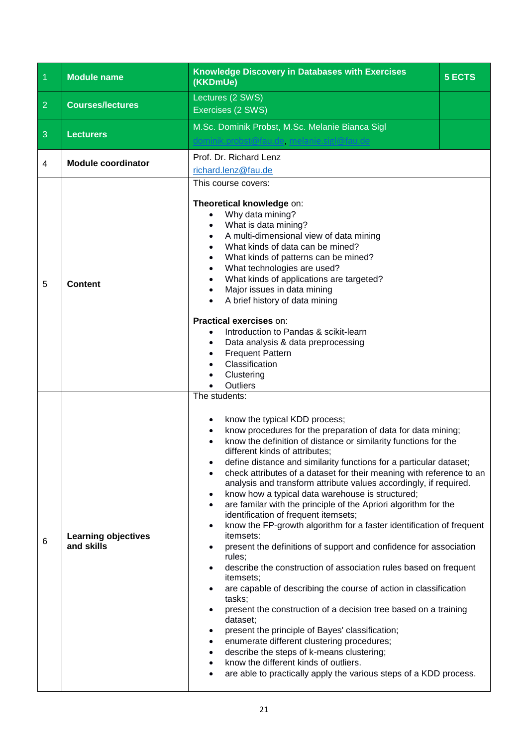| | | | |
|---|---|---|---|
| 1 | **Module name** | **Knowledge Discovery in Databases with Exercises (KKDmUe)** | **5 ECTS** |
| 2 | **Courses/lectures** | Lectures (2 SWS)<br>Exercises (2 SWS) | |
| 3 | **Lecturers** | M.Sc. Dominik Probst, M.Sc. Melanie Bianca Sigl<br>dominik.probst@fau.de, melanie.sigl@fau.de | |
| 4 | **Module coordinator** | Prof. Dr. Richard Lenz<br>richard.lenz@fau.de | |
| 5 | **Content** | This course covers:<br><br>**Theoretical knowledge** on:<br>• Why data mining?<br>• What is data mining?<br>• A multi-dimensional view of data mining<br>• What kinds of data can be mined?<br>• What kinds of patterns can be mined?<br>• What technologies are used?<br>• What kinds of applications are targeted?<br>• Major issues in data mining<br>• A brief history of data mining<br><br>**Practical exercises** on:<br>• Introduction to Pandas & scikit-learn<br>• Data analysis & data preprocessing<br>• Frequent Pattern<br>• Classification<br>• Clustering<br>• Outliers | |
| 6 | **Learning objectives and skills** | The students:<br><br>• know the typical KDD process;<br>• know procedures for the preparation of data for data mining;<br>• know the definition of distance or similarity functions for the different kinds of attributes;<br>• define distance and similarity functions for a particular dataset;<br>• check attributes of a dataset for their meaning with reference to an analysis and transform attribute values accordingly, if required.<br>• know how a typical data warehouse is structured;<br>• are familar with the principle of the Apriori algorithm for the identification of frequent itemsets;<br>• know the FP-growth algorithm for a faster identification of frequent itemsets:<br>• present the definitions of support and confidence for association rules;<br>• describe the construction of association rules based on frequent itemsets;<br>• are capable of describing the course of action in classification tasks;<br>• present the construction of a decision tree based on a training dataset;<br>• present the principle of Bayes' classification;<br>• enumerate different clustering procedures;<br>• describe the steps of k-means clustering;<br>• know the different kinds of outliers.<br>• are able to practically apply the various steps of a KDD process. | |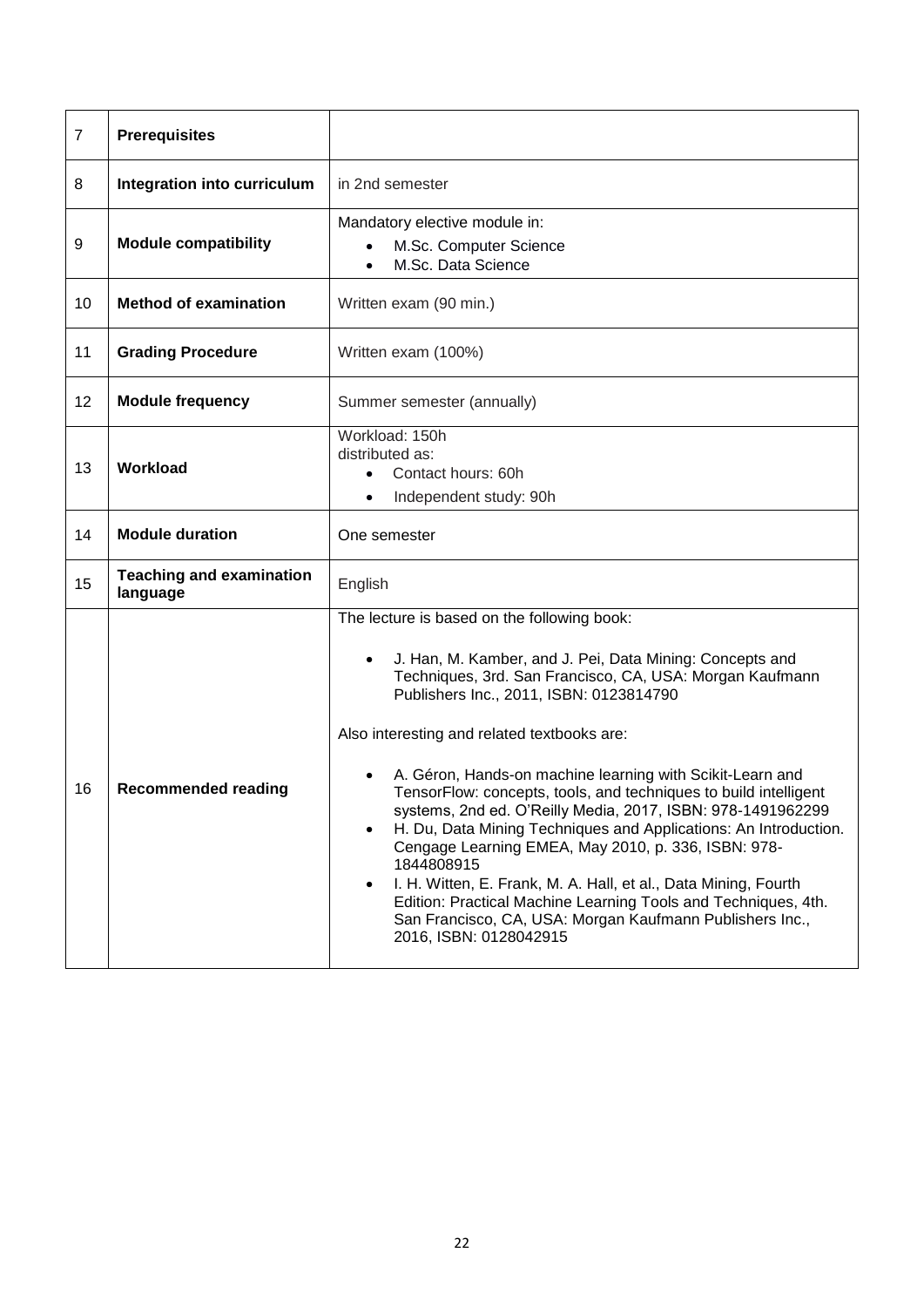| 7 | **Prerequisites** | |
|---|---|---|
| 8 | **Integration into curriculum** | in 2nd semester |
| 9 | **Module compatibility** | Mandatory elective module in:<br>• M.Sc. Computer Science<br>• M.Sc. Data Science |
| 10 | **Method of examination** | Written exam (90 min.) |
| 11 | **Grading Procedure** | Written exam (100%) |
| 12 | **Module frequency** | Summer semester (annually) |
| 13 | **Workload** | Workload: 150h<br>distributed as:<br>• Contact hours: 60h<br>• Independent study: 90h |
| 14 | **Module duration** | One semester |
| 15 | **Teaching and examination language** | English |
| 16 | **Recommended reading** | The lecture is based on the following book:<br>• J. Han, M. Kamber, and J. Pei, Data Mining: Concepts and Techniques, 3rd. San Francisco, CA, USA: Morgan Kaufmann Publishers Inc., 2011, ISBN: 0123814790<br><br>Also interesting and related textbooks are:<br>• A. Géron, Hands-on machine learning with Scikit-Learn and TensorFlow: concepts, tools, and techniques to build intelligent systems, 2nd ed. O'Reilly Media, 2017, ISBN: 978-1491962299<br>• H. Du, Data Mining Techniques and Applications: An Introduction. Cengage Learning EMEA, May 2010, p. 336, ISBN: 978-1844808915<br>• I. H. Witten, E. Frank, M. A. Hall, et al., Data Mining, Fourth Edition: Practical Machine Learning Tools and Techniques, 4th. San Francisco, CA, USA: Morgan Kaufmann Publishers Inc., 2016, ISBN: 0128042915 |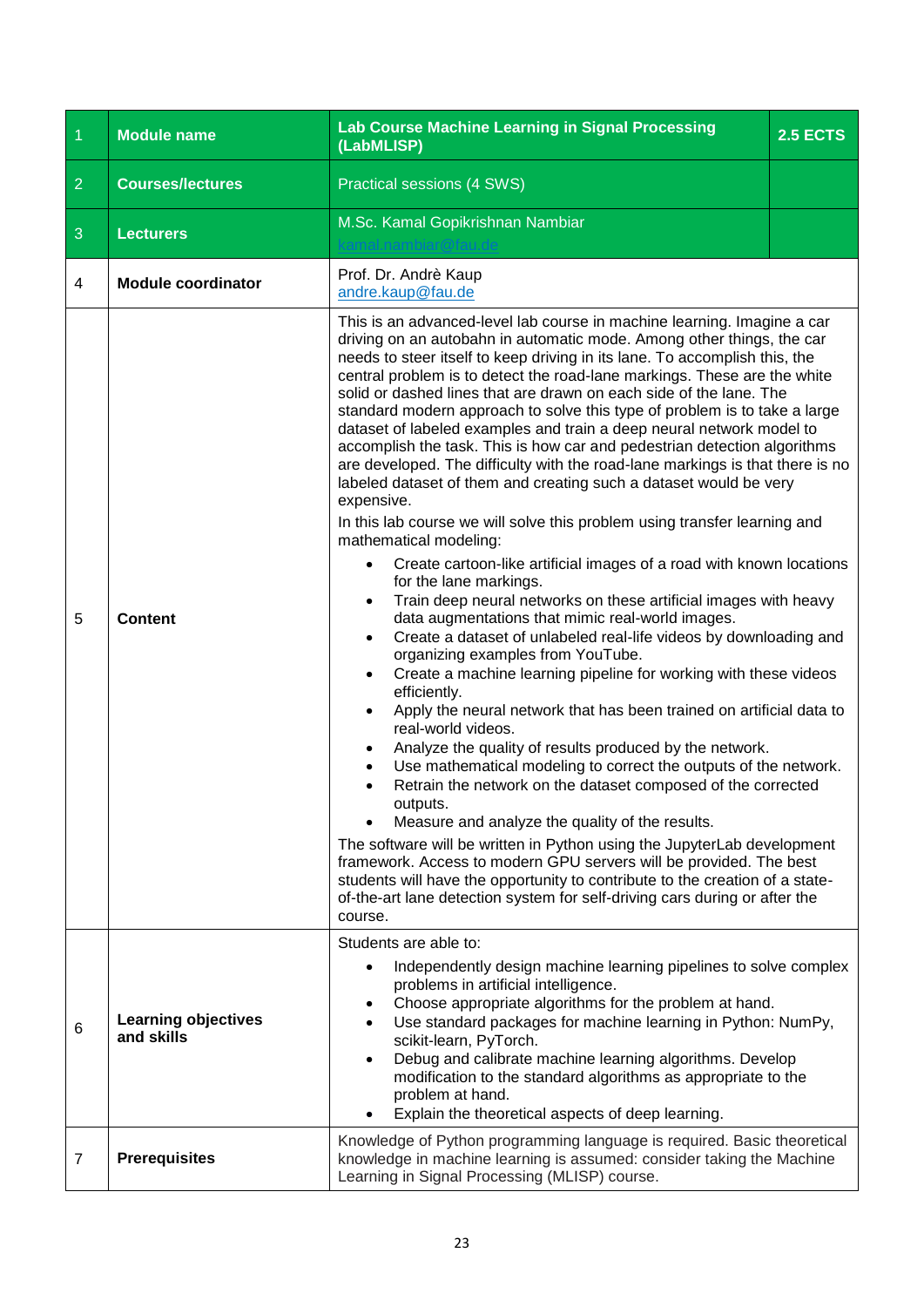| 1 | **Module name** | **Lab Course Machine Learning in Signal Processing (LabMLISP)** | **2.5 ECTS** |
|---|---|---|---|
| 2 | **Courses/lectures** | Practical sessions (4 SWS) | |
| 3 | **Lecturers** | M.Sc. Kamal Gopikrishnan Nambiar<br>kamal.nambiar@fau.de | |
| 4 | **Module coordinator** | Prof. Dr. Andrè Kaup<br>andre.kaup@fau.de | |
| 5 | **Content** | This is an advanced-level lab course in machine learning. Imagine a car driving on an autobahn in automatic mode. Among other things, the car needs to steer itself to keep driving in its lane. To accomplish this, the central problem is to detect the road-lane markings. These are the white solid or dashed lines that are drawn on each side of the lane. The standard modern approach to solve this type of problem is to take a large dataset of labeled examples and train a deep neural network model to accomplish the task. This is how car and pedestrian detection algorithms are developed. The difficulty with the road-lane markings is that there is no labeled dataset of them and creating such a dataset would be very expensive.<br>In this lab course we will solve this problem using transfer learning and mathematical modeling:<br>• Create cartoon-like artificial images of a road with known locations for the lane markings.<br>• Train deep neural networks on these artificial images with heavy data augmentations that mimic real-world images.<br>• Create a dataset of unlabeled real-life videos by downloading and organizing examples from YouTube.<br>• Create a machine learning pipeline for working with these videos efficiently.<br>• Apply the neural network that has been trained on artificial data to real-world videos.<br>• Analyze the quality of results produced by the network.<br>• Use mathematical modeling to correct the outputs of the network.<br>• Retrain the network on the dataset composed of the corrected outputs.<br>• Measure and analyze the quality of the results.<br>The software will be written in Python using the JupyterLab development framework. Access to modern GPU servers will be provided. The best students will have the opportunity to contribute to the creation of a state-of-the-art lane detection system for self-driving cars during or after the course. | |
| 6 | **Learning objectives and skills** | Students are able to:<br>• Independently design machine learning pipelines to solve complex problems in artificial intelligence.<br>• Choose appropriate algorithms for the problem at hand.<br>• Use standard packages for machine learning in Python: NumPy, scikit-learn, PyTorch.<br>• Debug and calibrate machine learning algorithms. Develop modification to the standard algorithms as appropriate to the problem at hand.<br>• Explain the theoretical aspects of deep learning. | |
| 7 | **Prerequisites** | Knowledge of Python programming language is required. Basic theoretical knowledge in machine learning is assumed: consider taking the Machine Learning in Signal Processing (MLISP) course. | |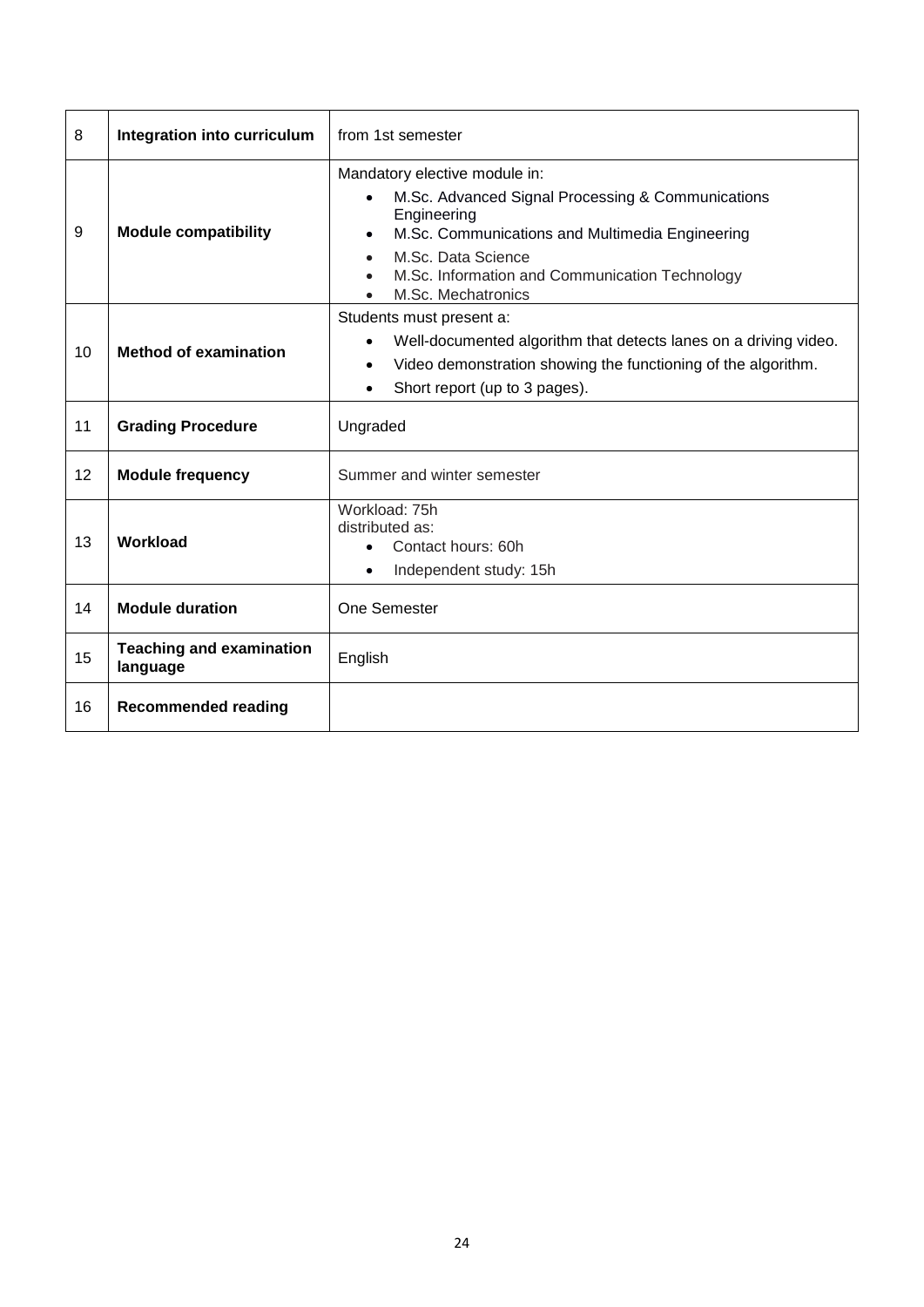| | | |
|---|---|---|
| 8 | **Integration into curriculum** | from 1st semester |
| 9 | **Module compatibility** | Mandatory elective module in:<br>• M.Sc. Advanced Signal Processing & Communications Engineering<br>• M.Sc. Communications and Multimedia Engineering<br>• M.Sc. Data Science<br>• M.Sc. Information and Communication Technology<br>• M.Sc. Mechatronics |
| 10 | **Method of examination** | Students must present a:<br>• Well-documented algorithm that detects lanes on a driving video.<br>• Video demonstration showing the functioning of the algorithm.<br>• Short report (up to 3 pages). |
| 11 | **Grading Procedure** | Ungraded |
| 12 | **Module frequency** | Summer and winter semester |
| 13 | **Workload** | Workload: 75h<br>distributed as:<br>• Contact hours: 60h<br>• Independent study: 15h |
| 14 | **Module duration** | One Semester |
| 15 | **Teaching and examination language** | English |
| 16 | **Recommended reading** | |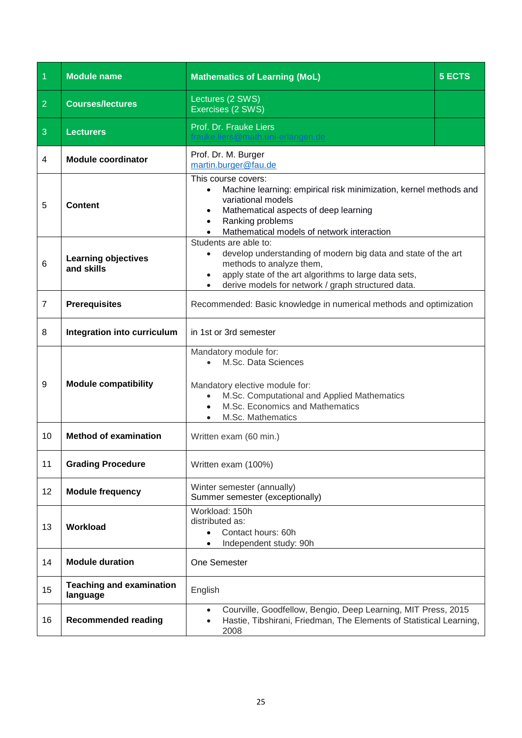| 1 | Module name | Mathematics of Learning (MoL) | 5 ECTS |
|---|---|---|---|
| 2 | Courses/lectures | Lectures (2 SWS)<br>Exercises (2 SWS) | |
| 3 | Lecturers | Prof. Dr. Frauke Liers<br>frauke.liers@math.uni-erlangen.de | |
| 4 | Module coordinator | Prof. Dr. M. Burger<br>martin.burger@fau.de | |
| 5 | Content | This course covers:<br>• Machine learning: empirical risk minimization, kernel methods and variational models<br>• Mathematical aspects of deep learning<br>• Ranking problems<br>• Mathematical models of network interaction | |
| 6 | Learning objectives and skills | Students are able to:<br>• develop understanding of modern big data and state of the art methods to analyze them,<br>• apply state of the art algorithms to large data sets,<br>• derive models for network / graph structured data. | |
| 7 | Prerequisites | Recommended: Basic knowledge in numerical methods and optimization | |
| 8 | Integration into curriculum | in 1st or 3rd semester | |
| 9 | Module compatibility | Mandatory module for:<br>• M.Sc. Data Sciences<br><br>Mandatory elective module for:<br>• M.Sc. Computational and Applied Mathematics<br>• M.Sc. Economics and Mathematics<br>• M.Sc. Mathematics | |
| 10 | Method of examination | Written exam (60 min.) | |
| 11 | Grading Procedure | Written exam (100%) | |
| 12 | Module frequency | Winter semester (annually)<br>Summer semester (exceptionally) | |
| 13 | Workload | Workload: 150h<br>distributed as:<br>• Contact hours: 60h<br>• Independent study: 90h | |
| 14 | Module duration | One Semester | |
| 15 | Teaching and examination language | English | |
| 16 | Recommended reading | • Courville, Goodfellow, Bengio, Deep Learning, MIT Press, 2015<br>• Hastie, Tibshirani, Friedman, The Elements of Statistical Learning, 2008 | |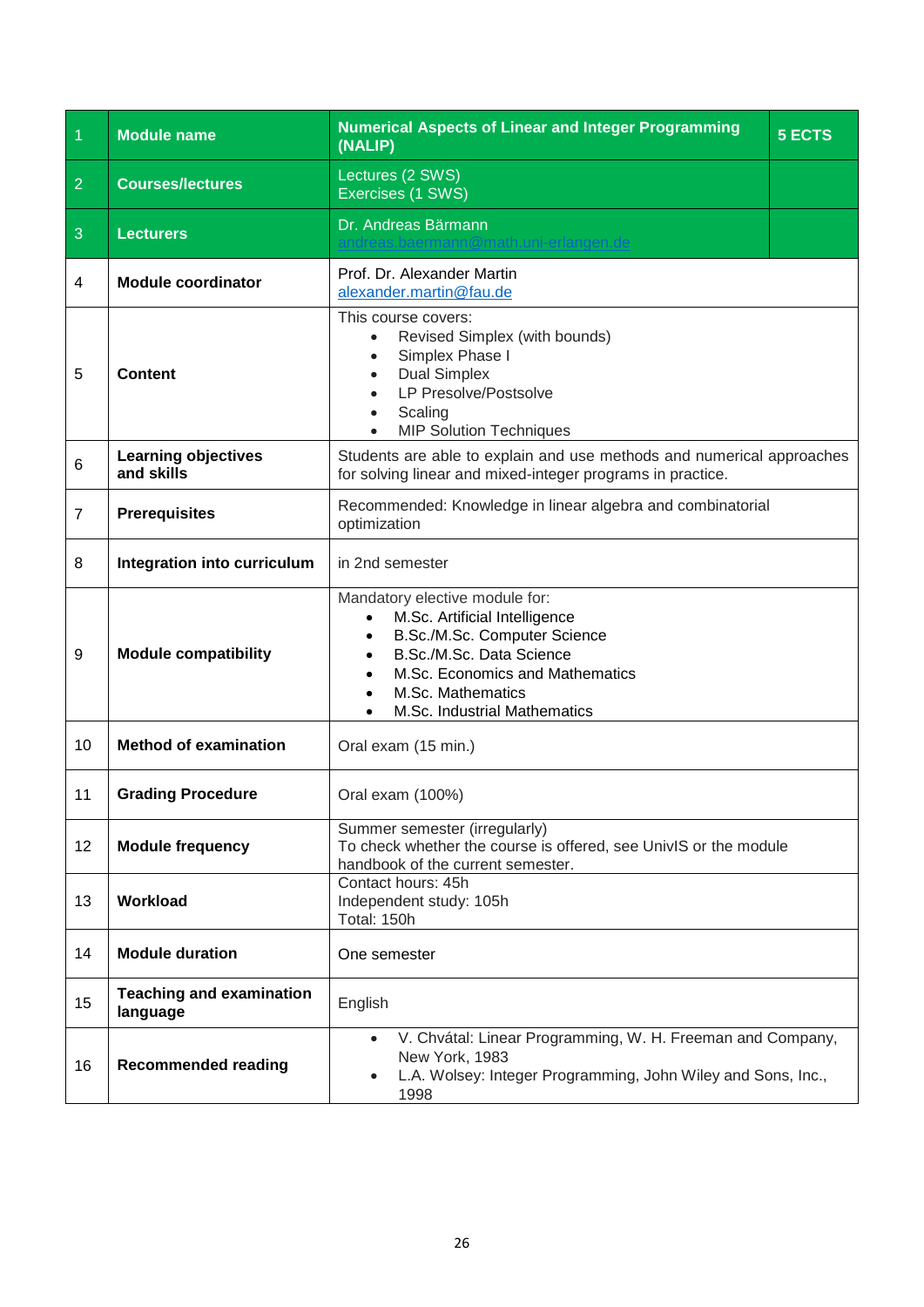| 1 | Module name | Numerical Aspects of Linear and Integer Programming (NALIP) | 5 ECTS |
|---|---|---|---|
| 2 | Courses/lectures | Lectures (2 SWS)<br>Exercises (1 SWS) | |
| 3 | Lecturers | Dr. Andreas Bärmann<br>andreas.baermann@math.uni-erlangen.de | |
| 4 | Module coordinator | Prof. Dr. Alexander Martin<br>alexander.martin@fau.de | |
| 5 | Content | This course covers:<br>• Revised Simplex (with bounds)<br>• Simplex Phase I<br>• Dual Simplex<br>• LP Presolve/Postsolve<br>• Scaling<br>• MIP Solution Techniques | |
| 6 | Learning objectives and skills | Students are able to explain and use methods and numerical approaches for solving linear and mixed-integer programs in practice. | |
| 7 | Prerequisites | Recommended: Knowledge in linear algebra and combinatorial optimization | |
| 8 | Integration into curriculum | in 2nd semester | |
| 9 | Module compatibility | Mandatory elective module for:<br>• M.Sc. Artificial Intelligence<br>• B.Sc./M.Sc. Computer Science<br>• B.Sc./M.Sc. Data Science<br>• M.Sc. Economics and Mathematics<br>• M.Sc. Mathematics<br>• M.Sc. Industrial Mathematics | |
| 10 | Method of examination | Oral exam (15 min.) | |
| 11 | Grading Procedure | Oral exam (100%) | |
| 12 | Module frequency | Summer semester (irregularly)<br>To check whether the course is offered, see UnivIS or the module handbook of the current semester. | |
| 13 | Workload | Contact hours: 45h<br>Independent study: 105h<br>Total: 150h | |
| 14 | Module duration | One semester | |
| 15 | Teaching and examination language | English | |
| 16 | Recommended reading | • V. Chvátal: Linear Programming, W. H. Freeman and Company, New York, 1983<br>• L.A. Wolsey: Integer Programming, John Wiley and Sons, Inc., 1998 | |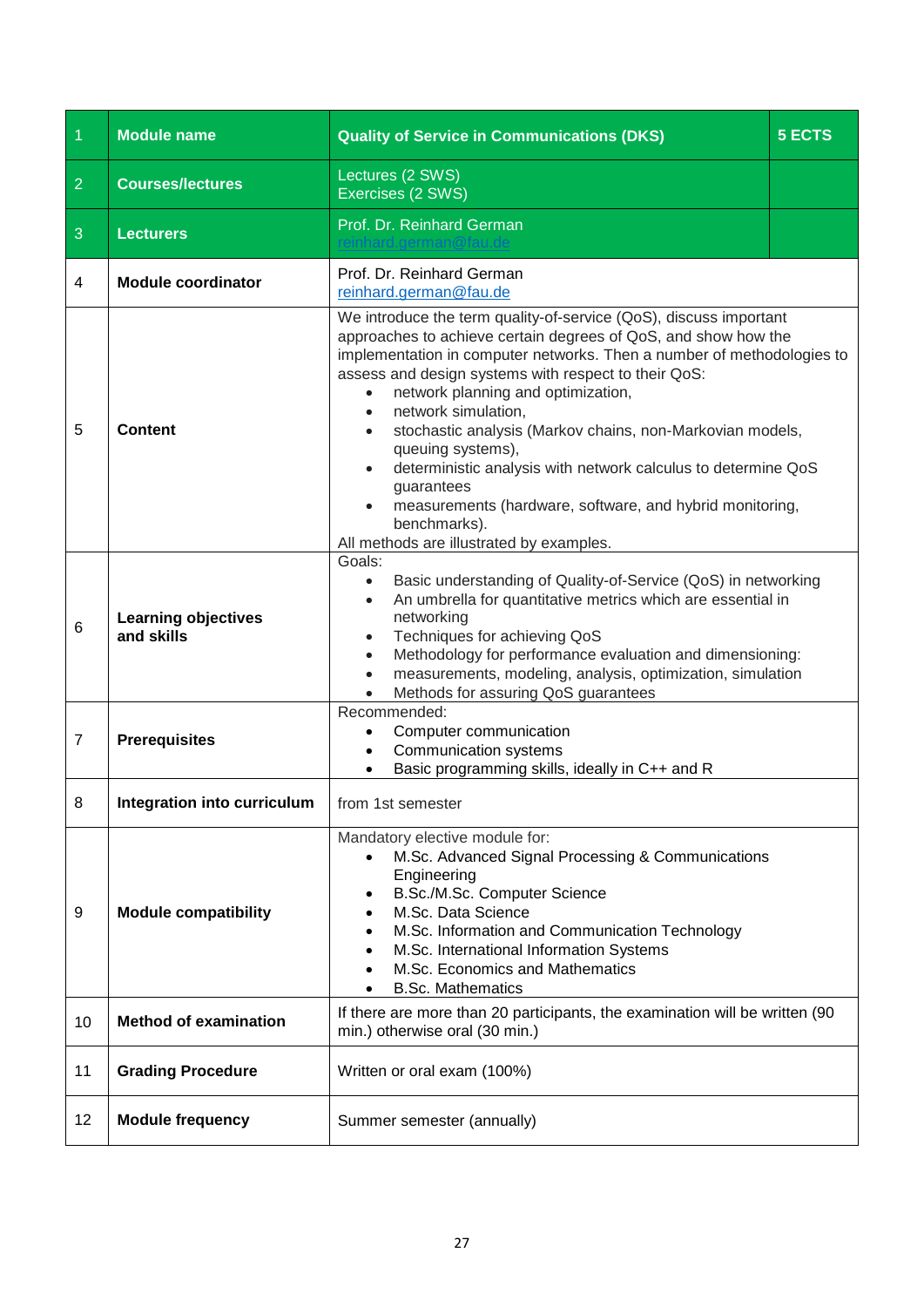| 1 | Module name | Quality of Service in Communications (DKS) | 5 ECTS |
|---|---|---|---|
| 2 | Courses/lectures | Lectures (2 SWS)<br>Exercises (2 SWS) | |
| 3 | Lecturers | Prof. Dr. Reinhard German<br>reinhard.german@fau.de | |
| 4 | Module coordinator | Prof. Dr. Reinhard German<br>reinhard.german@fau.de | |
| 5 | Content | We introduce the term quality-of-service (QoS), discuss important approaches to achieve certain degrees of QoS, and show how the implementation in computer networks. Then a number of methodologies to assess and design systems with respect to their QoS:<br>• network planning and optimization,<br>• network simulation,<br>• stochastic analysis (Markov chains, non-Markovian models, queuing systems),<br>• deterministic analysis with network calculus to determine QoS guarantees<br>• measurements (hardware, software, and hybrid monitoring, benchmarks).<br>All methods are illustrated by examples. | |
| 6 | Learning objectives and skills | Goals:<br>• Basic understanding of Quality-of-Service (QoS) in networking<br>• An umbrella for quantitative metrics which are essential in networking<br>• Techniques for achieving QoS<br>• Methodology for performance evaluation and dimensioning:<br>• measurements, modeling, analysis, optimization, simulation<br>• Methods for assuring QoS guarantees | |
| 7 | Prerequisites | Recommended:<br>• Computer communication<br>• Communication systems<br>• Basic programming skills, ideally in C++ and R | |
| 8 | Integration into curriculum | from 1st semester | |
| 9 | Module compatibility | Mandatory elective module for:<br>• M.Sc. Advanced Signal Processing & Communications Engineering<br>• B.Sc./M.Sc. Computer Science<br>• M.Sc. Data Science<br>• M.Sc. Information and Communication Technology<br>• M.Sc. International Information Systems<br>• M.Sc. Economics and Mathematics<br>• B.Sc. Mathematics | |
| 10 | Method of examination | If there are more than 20 participants, the examination will be written (90 min.) otherwise oral (30 min.) | |
| 11 | Grading Procedure | Written or oral exam (100%) | |
| 12 | Module frequency | Summer semester (annually) | |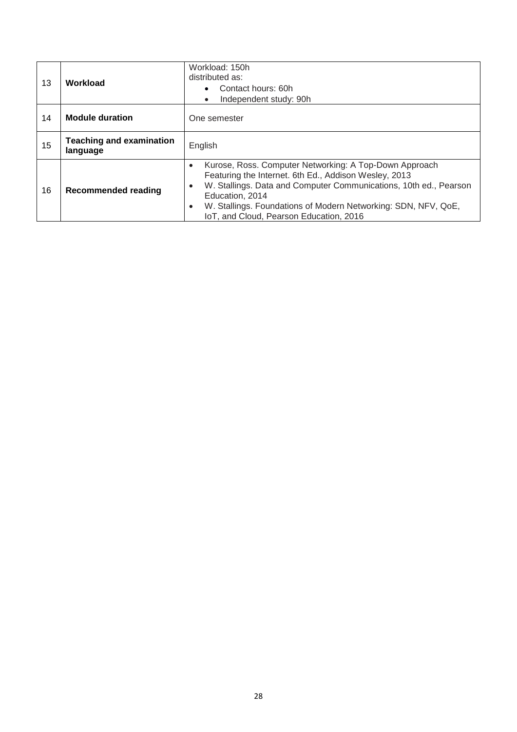| | | |
|---|---|---|
| 13 | **Workload** | Workload: 150h<br>distributed as:<br>• Contact hours: 60h<br>• Independent study: 90h |
| 14 | **Module duration** | One semester |
| 15 | **Teaching and examination language** | English |
| 16 | **Recommended reading** | • Kurose, Ross. Computer Networking: A Top-Down Approach Featuring the Internet. 6th Ed., Addison Wesley, 2013<br>• W. Stallings. Data and Computer Communications, 10th ed., Pearson Education, 2014<br>• W. Stallings. Foundations of Modern Networking: SDN, NFV, QoE, IoT, and Cloud, Pearson Education, 2016 |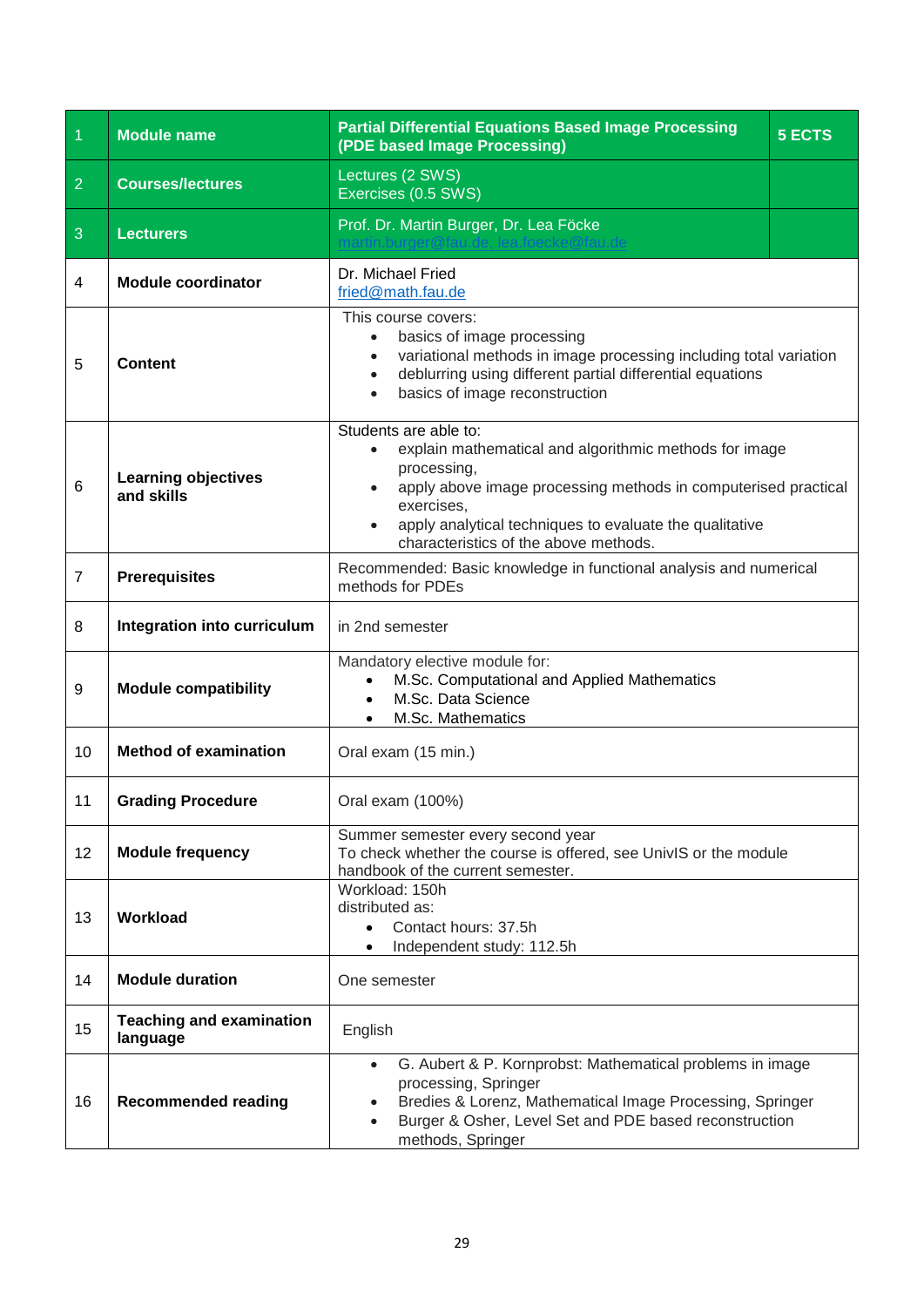| 1 | Module name | Partial Differential Equations Based Image Processing (PDE based Image Processing) | 5 ECTS |
|---|---|---|---|
| 2 | Courses/lectures | Lectures (2 SWS)<br>Exercises (0.5 SWS) | |
| 3 | Lecturers | Prof. Dr. Martin Burger, Dr. Lea Föcke<br>martin.burger@fau.de, lea.foecke@fau.de | |
| 4 | Module coordinator | Dr. Michael Fried<br>fried@math.fau.de | |
| 5 | Content | This course covers:<br>• basics of image processing<br>• variational methods in image processing including total variation<br>• deblurring using different partial differential equations<br>• basics of image reconstruction | |
| 6 | Learning objectives and skills | Students are able to:<br>• explain mathematical and algorithmic methods for image processing,<br>• apply above image processing methods in computerised practical exercises,<br>• apply analytical techniques to evaluate the qualitative characteristics of the above methods. | |
| 7 | Prerequisites | Recommended: Basic knowledge in functional analysis and numerical methods for PDEs | |
| 8 | Integration into curriculum | in 2nd semester | |
| 9 | Module compatibility | Mandatory elective module for:<br>• M.Sc. Computational and Applied Mathematics<br>• M.Sc. Data Science<br>• M.Sc. Mathematics | |
| 10 | Method of examination | Oral exam (15 min.) | |
| 11 | Grading Procedure | Oral exam (100%) | |
| 12 | Module frequency | Summer semester every second year<br>To check whether the course is offered, see UnivIS or the module handbook of the current semester. | |
| 13 | Workload | Workload: 150h<br>distributed as:<br>• Contact hours: 37.5h<br>• Independent study: 112.5h | |
| 14 | Module duration | One semester | |
| 15 | Teaching and examination language | English | |
| 16 | Recommended reading | • G. Aubert & P. Kornprobst: Mathematical problems in image processing, Springer<br>• Bredies & Lorenz, Mathematical Image Processing, Springer<br>• Burger & Osher, Level Set and PDE based reconstruction methods, Springer | |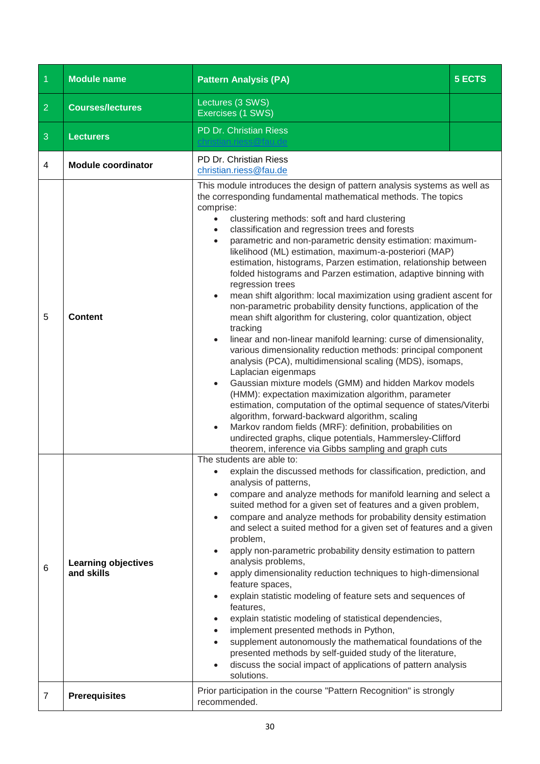| 1 | Module name | Pattern Analysis (PA) | 5 ECTS |
|---|---|---|---|
| 2 | Courses/lectures | Lectures (3 SWS)<br>Exercises (1 SWS) | |
| 3 | Lecturers | PD Dr. Christian Riess<br>christian.riess@fau.de | |
| 4 | Module coordinator | PD Dr. Christian Riess<br>christian.riess@fau.de | |
| 5 | Content | This module introduces the design of pattern analysis systems as well as the corresponding fundamental mathematical methods. The topics comprise:<br>• clustering methods: soft and hard clustering<br>• classification and regression trees and forests<br>• parametric and non-parametric density estimation: maximum-likelihood (ML) estimation, maximum-a-posteriori (MAP) estimation, histograms, Parzen estimation, relationship between folded histograms and Parzen estimation, adaptive binning with regression trees<br>• mean shift algorithm: local maximization using gradient ascent for non-parametric probability density functions, application of the mean shift algorithm for clustering, color quantization, object tracking<br>• linear and non-linear manifold learning: curse of dimensionality, various dimensionality reduction methods: principal component analysis (PCA), multidimensional scaling (MDS), isomaps, Laplacian eigenmaps<br>• Gaussian mixture models (GMM) and hidden Markov models (HMM): expectation maximization algorithm, parameter estimation, computation of the optimal sequence of states/Viterbi algorithm, forward-backward algorithm, scaling<br>• Markov random fields (MRF): definition, probabilities on undirected graphs, clique potentials, Hammersley-Clifford theorem, inference via Gibbs sampling and graph cuts | |
| 6 | Learning objectives and skills | The students are able to:<br>• explain the discussed methods for classification, prediction, and analysis of patterns,<br>• compare and analyze methods for manifold learning and select a suited method for a given set of features and a given problem,<br>• compare and analyze methods for probability density estimation and select a suited method for a given set of features and a given problem,<br>• apply non-parametric probability density estimation to pattern analysis problems,<br>• apply dimensionality reduction techniques to high-dimensional feature spaces,<br>• explain statistic modeling of feature sets and sequences of features,<br>• explain statistic modeling of statistical dependencies,<br>• implement presented methods in Python,<br>• supplement autonomously the mathematical foundations of the presented methods by self-guided study of the literature,<br>• discuss the social impact of applications of pattern analysis solutions. | |
| 7 | Prerequisites | Prior participation in the course "Pattern Recognition" is strongly recommended. | |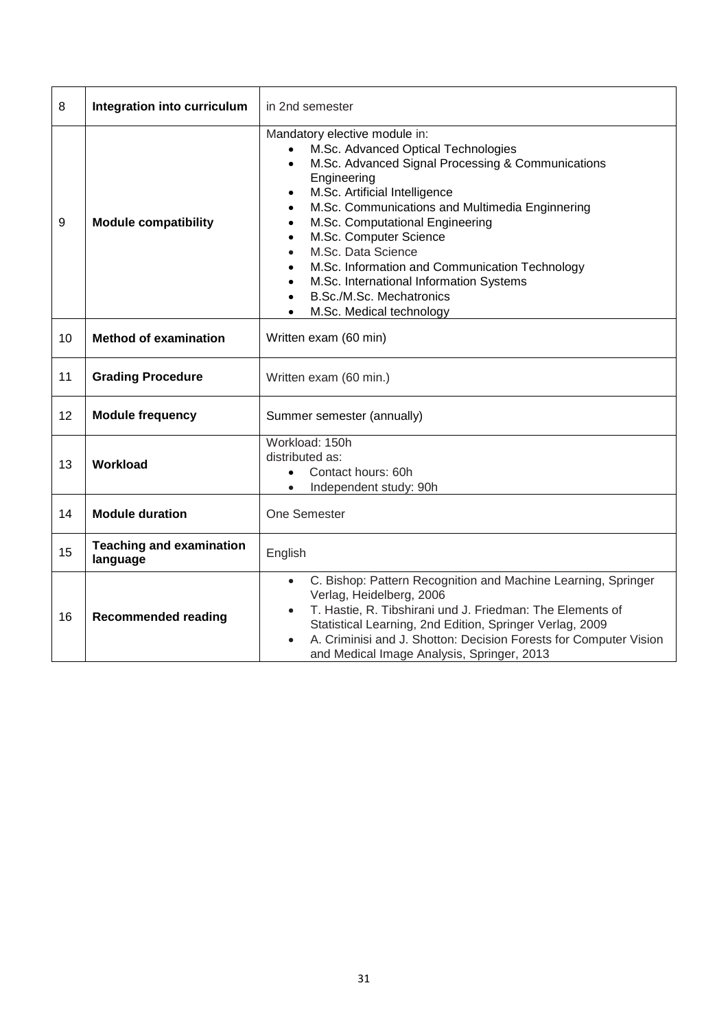| | | |
|---|---|---|
| 8 | **Integration into curriculum** | in 2nd semester |
| 9 | **Module compatibility** | Mandatory elective module in:<br>• M.Sc. Advanced Optical Technologies<br>• M.Sc. Advanced Signal Processing & Communications Engineering<br>• M.Sc. Artificial Intelligence<br>• M.Sc. Communications and Multimedia Enginnering<br>• M.Sc. Computational Engineering<br>• M.Sc. Computer Science<br>• M.Sc. Data Science<br>• M.Sc. Information and Communication Technology<br>• M.Sc. International Information Systems<br>• B.Sc./M.Sc. Mechatronics<br>• M.Sc. Medical technology |
| 10 | **Method of examination** | Written exam (60 min) |
| 11 | **Grading Procedure** | Written exam (60 min.) |
| 12 | **Module frequency** | Summer semester (annually) |
| 13 | **Workload** | Workload: 150h<br>distributed as:<br>• Contact hours: 60h<br>• Independent study: 90h |
| 14 | **Module duration** | One Semester |
| 15 | **Teaching and examination language** | English |
| 16 | **Recommended reading** | • C. Bishop: Pattern Recognition and Machine Learning, Springer Verlag, Heidelberg, 2006<br>• T. Hastie, R. Tibshirani und J. Friedman: The Elements of Statistical Learning, 2nd Edition, Springer Verlag, 2009<br>• A. Criminisi and J. Shotton: Decision Forests for Computer Vision and Medical Image Analysis, Springer, 2013 |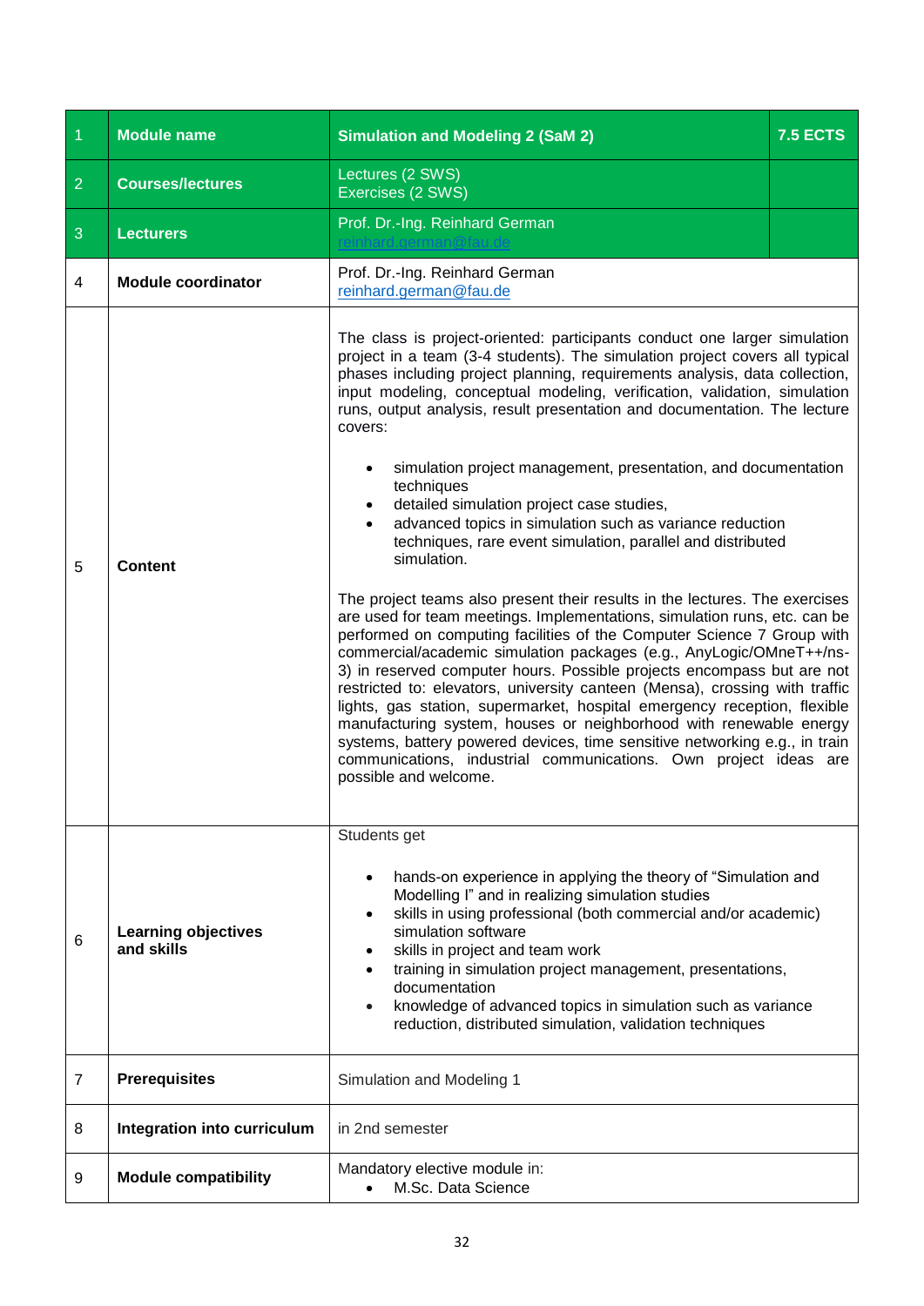| 1 | Module name | Simulation and Modeling 2 (SaM 2) | 7.5 ECTS |
|---|---|---|---|
| 2 | Courses/lectures | Lectures (2 SWS)<br>Exercises (2 SWS) | |
| 3 | Lecturers | Prof. Dr.-Ing. Reinhard German<br>reinhard.german@fau.de | |
| 4 | Module coordinator | Prof. Dr.-Ing. Reinhard German<br>reinhard.german@fau.de | |
| 5 | Content | The class is project-oriented: participants conduct one larger simulation project in a team (3-4 students). The simulation project covers all typical phases including project planning, requirements analysis, data collection, input modeling, conceptual modeling, verification, validation, simulation runs, output analysis, result presentation and documentation. The lecture covers:<br><br>• simulation project management, presentation, and documentation techniques<br>• detailed simulation project case studies,<br>• advanced topics in simulation such as variance reduction techniques, rare event simulation, parallel and distributed simulation.<br><br>The project teams also present their results in the lectures. The exercises are used for team meetings. Implementations, simulation runs, etc. can be performed on computing facilities of the Computer Science 7 Group with commercial/academic simulation packages (e.g., AnyLogic/OMneT++/ns-3) in reserved computer hours. Possible projects encompass but are not restricted to: elevators, university canteen (Mensa), crossing with traffic lights, gas station, supermarket, hospital emergency reception, flexible manufacturing system, houses or neighborhood with renewable energy systems, battery powered devices, time sensitive networking e.g., in train communications, industrial communications. Own project ideas are possible and welcome. | |
| 6 | Learning objectives and skills | Students get<br><br>• hands-on experience in applying the theory of "Simulation and Modelling I" and in realizing simulation studies<br>• skills in using professional (both commercial and/or academic) simulation software<br>• skills in project and team work<br>• training in simulation project management, presentations, documentation<br>• knowledge of advanced topics in simulation such as variance reduction, distributed simulation, validation techniques | |
| 7 | Prerequisites | Simulation and Modeling 1 | |
| 8 | Integration into curriculum | in 2nd semester | |
| 9 | Module compatibility | Mandatory elective module in:<br>• M.Sc. Data Science | |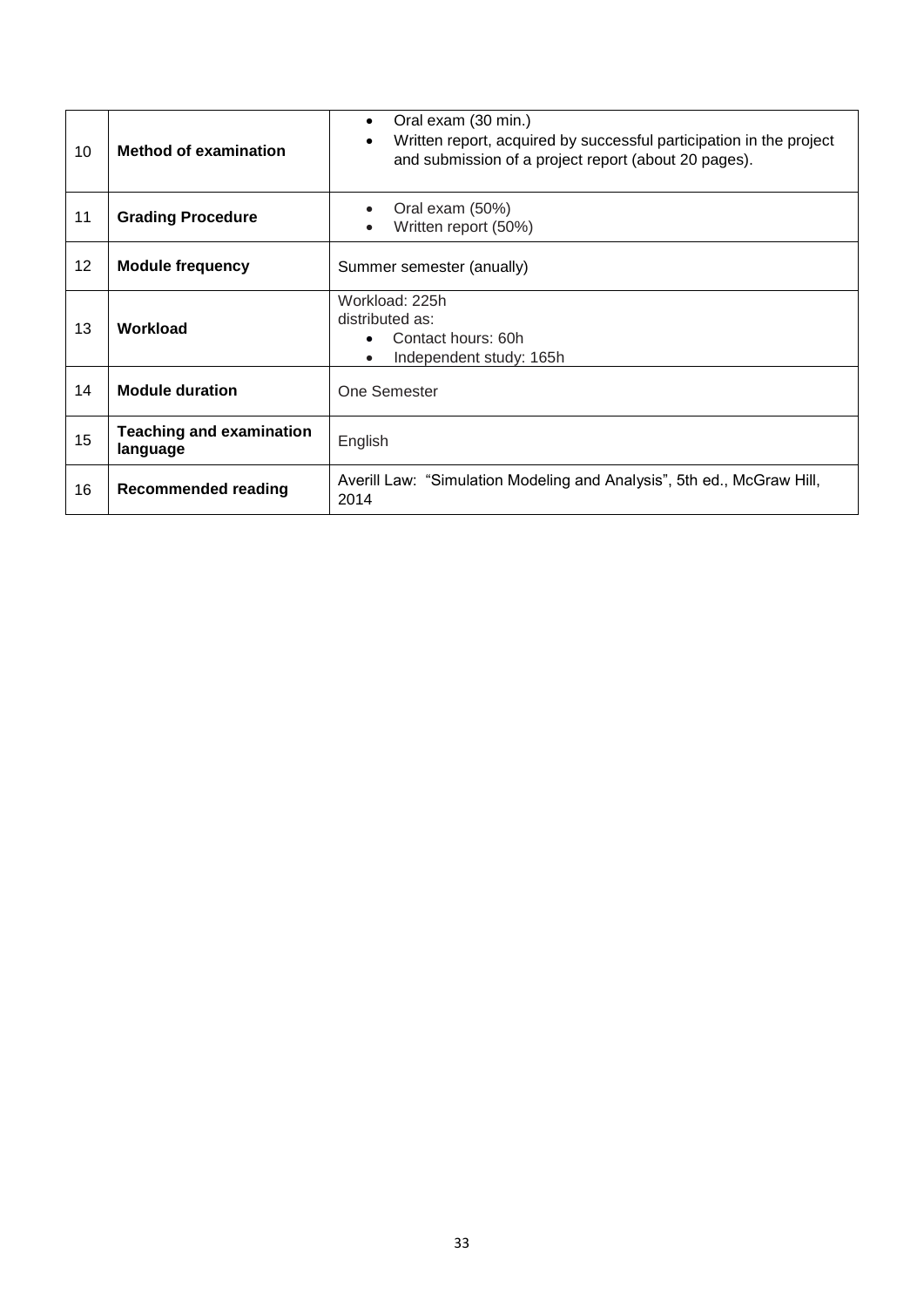| | | |
|---|---|---|
| 10 | **Method of examination** | • Oral exam (30 min.)<br>• Written report, acquired by successful participation in the project and submission of a project report (about 20 pages). |
| 11 | **Grading Procedure** | • Oral exam (50%)<br>• Written report (50%) |
| 12 | **Module frequency** | Summer semester (anually) |
| 13 | **Workload** | Workload: 225h<br>distributed as:<br>• Contact hours: 60h<br>• Independent study: 165h |
| 14 | **Module duration** | One Semester |
| 15 | **Teaching and examination language** | English |
| 16 | **Recommended reading** | Averill Law: "Simulation Modeling and Analysis", 5th ed., McGraw Hill, 2014 |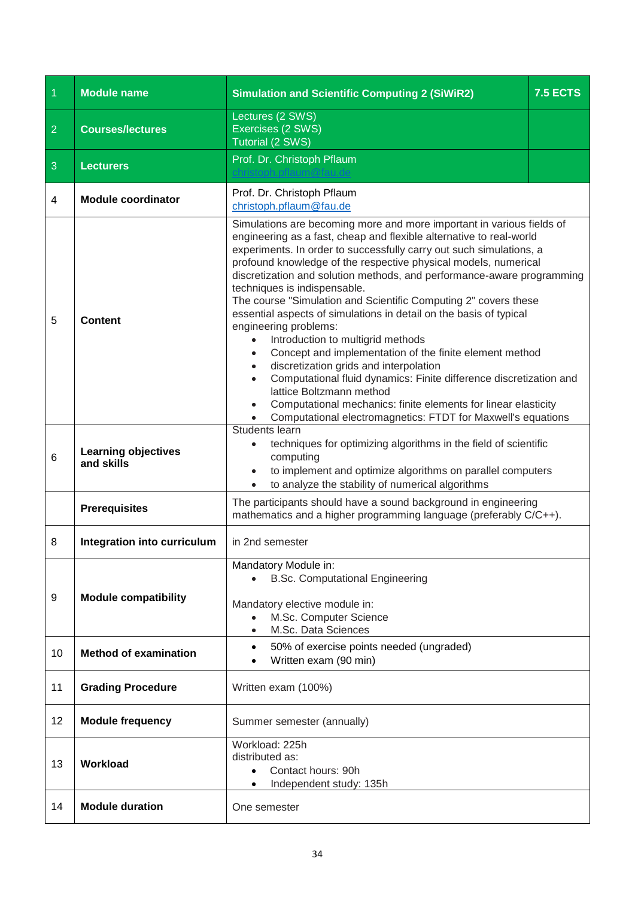| 1 | Module name | Simulation and Scientific Computing 2 (SiWiR2) | 7.5 ECTS |
|---|---|---|---|
| 2 | Courses/lectures | Lectures (2 SWS)<br>Exercises (2 SWS)<br>Tutorial (2 SWS) | |
| 3 | Lecturers | Prof. Dr. Christoph Pflaum<br>christoph.pflaum@fau.de | |
| 4 | Module coordinator | Prof. Dr. Christoph Pflaum<br>christoph.pflaum@fau.de | |
| 5 | Content | Simulations are becoming more and more important in various fields of engineering as a fast, cheap and flexible alternative to real-world experiments. In order to successfully carry out such simulations, a profound knowledge of the respective physical models, numerical discretization and solution methods, and performance-aware programming techniques is indispensable.<br>The course "Simulation and Scientific Computing 2" covers these essential aspects of simulations in detail on the basis of typical engineering problems:<br>• Introduction to multigrid methods<br>• Concept and implementation of the finite element method<br>• discretization grids and interpolation<br>• Computational fluid dynamics: Finite difference discretization and lattice Boltzmann method<br>• Computational mechanics: finite elements for linear elasticity<br>• Computational electromagnetics: FTDT for Maxwell's equations | |
| 6 | Learning objectives and skills | Students learn<br>• techniques for optimizing algorithms in the field of scientific computing<br>• to implement and optimize algorithms on parallel computers<br>• to analyze the stability of numerical algorithms | |
| | Prerequisites | The participants should have a sound background in engineering mathematics and a higher programming language (preferably C/C++). | |
| 8 | Integration into curriculum | in 2nd semester | |
| 9 | Module compatibility | Mandatory Module in:<br>• B.Sc. Computational Engineering<br><br>Mandatory elective module in:<br>• M.Sc. Computer Science<br>• M.Sc. Data Sciences | |
| 10 | Method of examination | • 50% of exercise points needed (ungraded)<br>• Written exam (90 min) | |
| 11 | Grading Procedure | Written exam (100%) | |
| 12 | Module frequency | Summer semester (annually) | |
| 13 | Workload | Workload: 225h<br>distributed as:<br>• Contact hours: 90h<br>• Independent study: 135h | |
| 14 | Module duration | One semester | |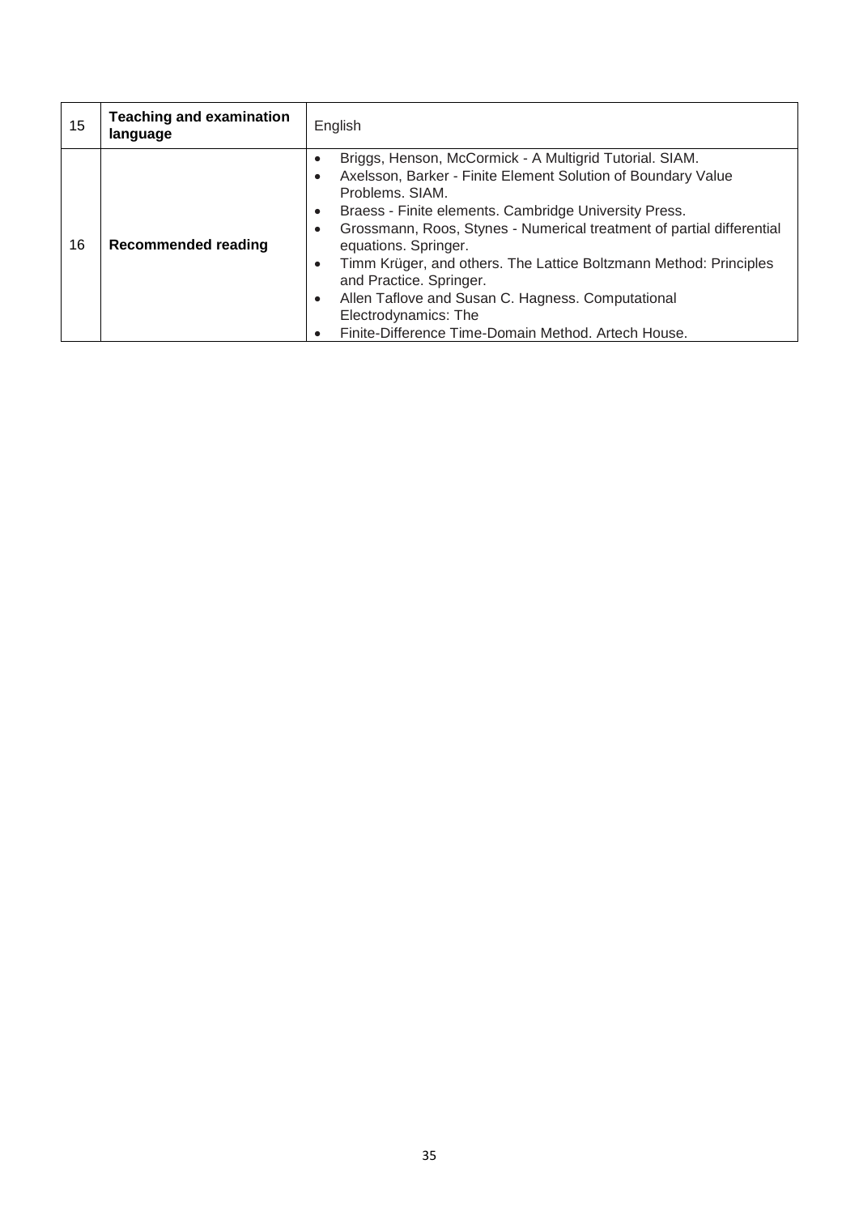| 15 | **Teaching and examination language** | English |
|---|---|---|
| 16 | **Recommended reading** | • Briggs, Henson, McCormick - A Multigrid Tutorial. SIAM.<br>• Axelsson, Barker - Finite Element Solution of Boundary Value Problems. SIAM.<br>• Braess - Finite elements. Cambridge University Press.<br>• Grossmann, Roos, Stynes - Numerical treatment of partial differential equations. Springer.<br>• Timm Krüger, and others. The Lattice Boltzmann Method: Principles and Practice. Springer.<br>• Allen Taflove and Susan C. Hagness. Computational Electrodynamics: The<br>• Finite-Difference Time-Domain Method. Artech House. |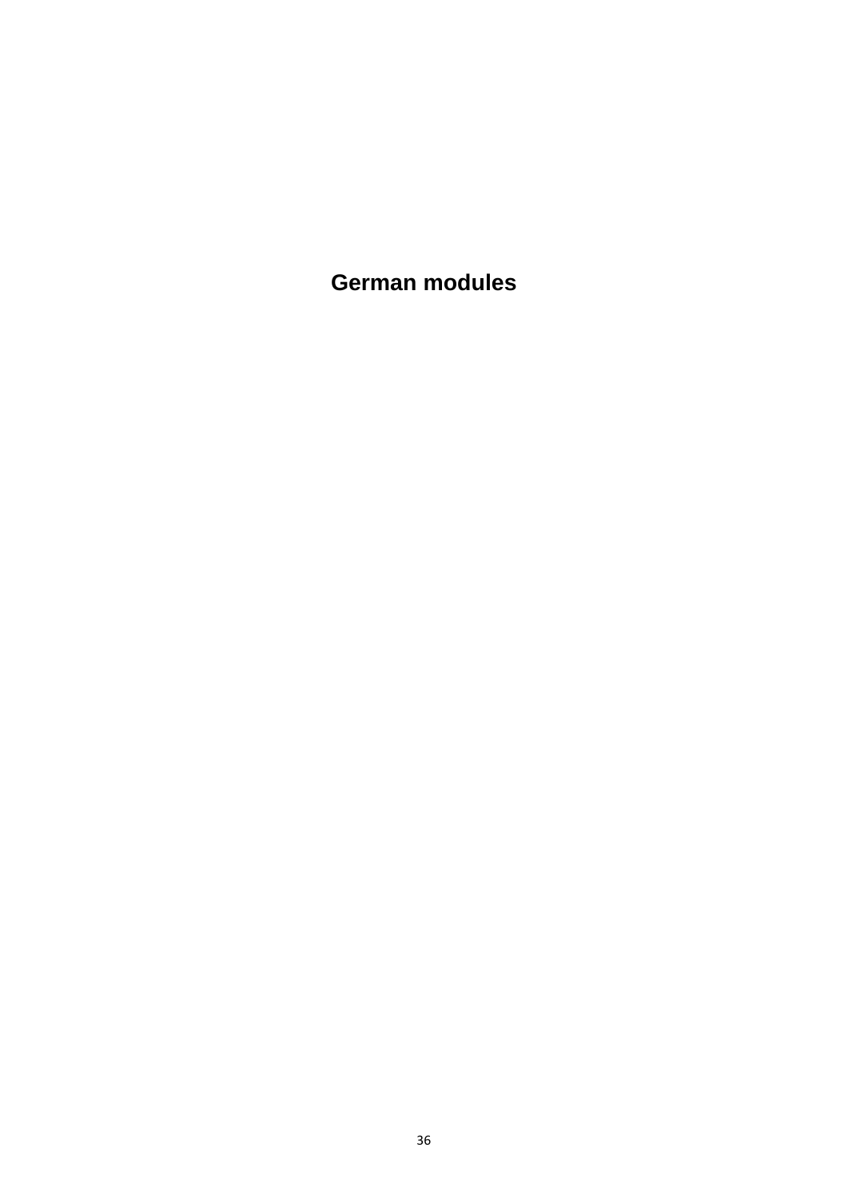# German modules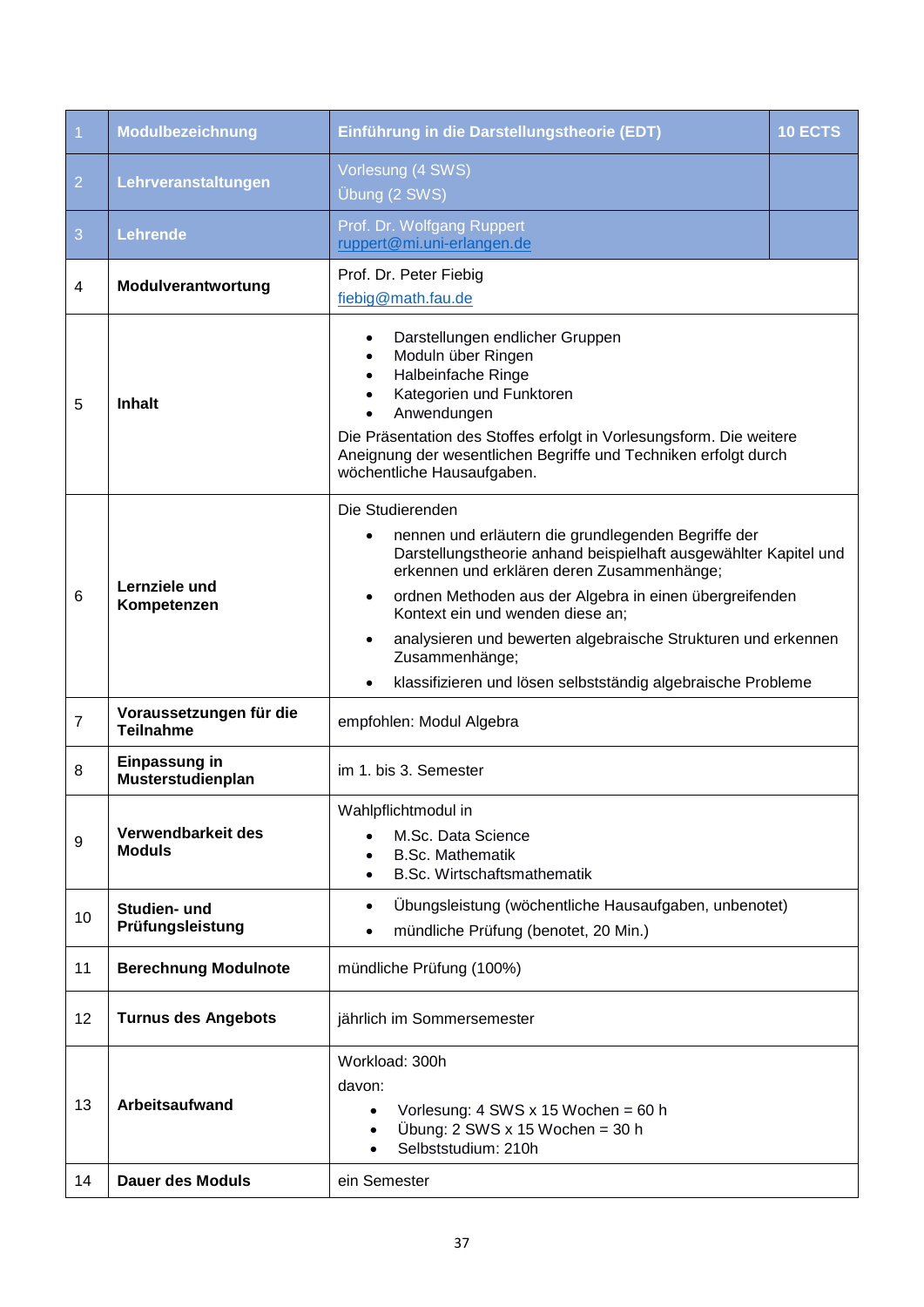| 1 | Modulbezeichnung | Einführung in die Darstellungstheorie (EDT) | 10 ECTS |
|---|---|---|---|
| 2 | Lehrveranstaltungen | Vorlesung (4 SWS)<br>Übung (2 SWS) | |
| 3 | Lehrende | Prof. Dr. Wolfgang Ruppert<br>ruppert@mi.uni-erlangen.de | |
| 4 | Modulverantwortung | Prof. Dr. Peter Fiebig<br>fiebig@math.fau.de | |
| 5 | Inhalt | • Darstellungen endlicher Gruppen<br>• Moduln über Ringen<br>• Halbeinfache Ringe<br>• Kategorien und Funktoren<br>• Anwendungen<br>Die Präsentation des Stoffes erfolgt in Vorlesungsform. Die weitere Aneignung der wesentlichen Begriffe und Techniken erfolgt durch wöchentliche Hausaufgaben. | |
| 6 | Lernziele und Kompetenzen | Die Studierenden<br>• nennen und erläutern die grundlegenden Begriffe der Darstellungstheorie anhand beispielhaft ausgewählter Kapitel und erkennen und erklären deren Zusammenhänge;<br>• ordnen Methoden aus der Algebra in einen übergreifenden Kontext ein und wenden diese an;<br>• analysieren und bewerten algebraische Strukturen und erkennen Zusammenhänge;<br>• klassifizieren und lösen selbstständig algebraische Probleme | |
| 7 | Voraussetzungen für die Teilnahme | empfohlen: Modul Algebra | |
| 8 | Einpassung in Musterstudienplan | im 1. bis 3. Semester | |
| 9 | Verwendbarkeit des Moduls | Wahlpflichtmodul in<br>• M.Sc. Data Science<br>• B.Sc. Mathematik<br>• B.Sc. Wirtschaftsmathematik | |
| 10 | Studien- und Prüfungsleistung | • Übungsleistung (wöchentliche Hausaufgaben, unbenotet)<br>• mündliche Prüfung (benotet, 20 Min.) | |
| 11 | Berechnung Modulnote | mündliche Prüfung (100%) | |
| 12 | Turnus des Angebots | jährlich im Sommersemester | |
| 13 | Arbeitsaufwand | Workload: 300h<br>davon:<br>• Vorlesung: 4 SWS x 15 Wochen = 60 h<br>• Übung: 2 SWS x 15 Wochen = 30 h<br>• Selbststudium: 210h | |
| 14 | Dauer des Moduls | ein Semester | |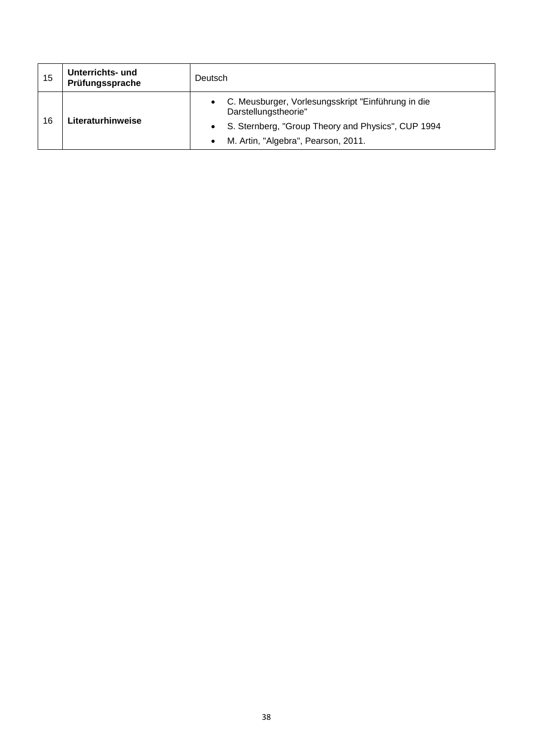| | | |
|---|---|---|
| 15 | **Unterrichts- und Prüfungssprache** | Deutsch |
| 16 | **Literaturhinweise** | • C. Meusburger, Vorlesungsskript "Einführung in die Darstellungstheorie"<br>• S. Sternberg, "Group Theory and Physics", CUP 1994<br>• M. Artin, "Algebra", Pearson, 2011. |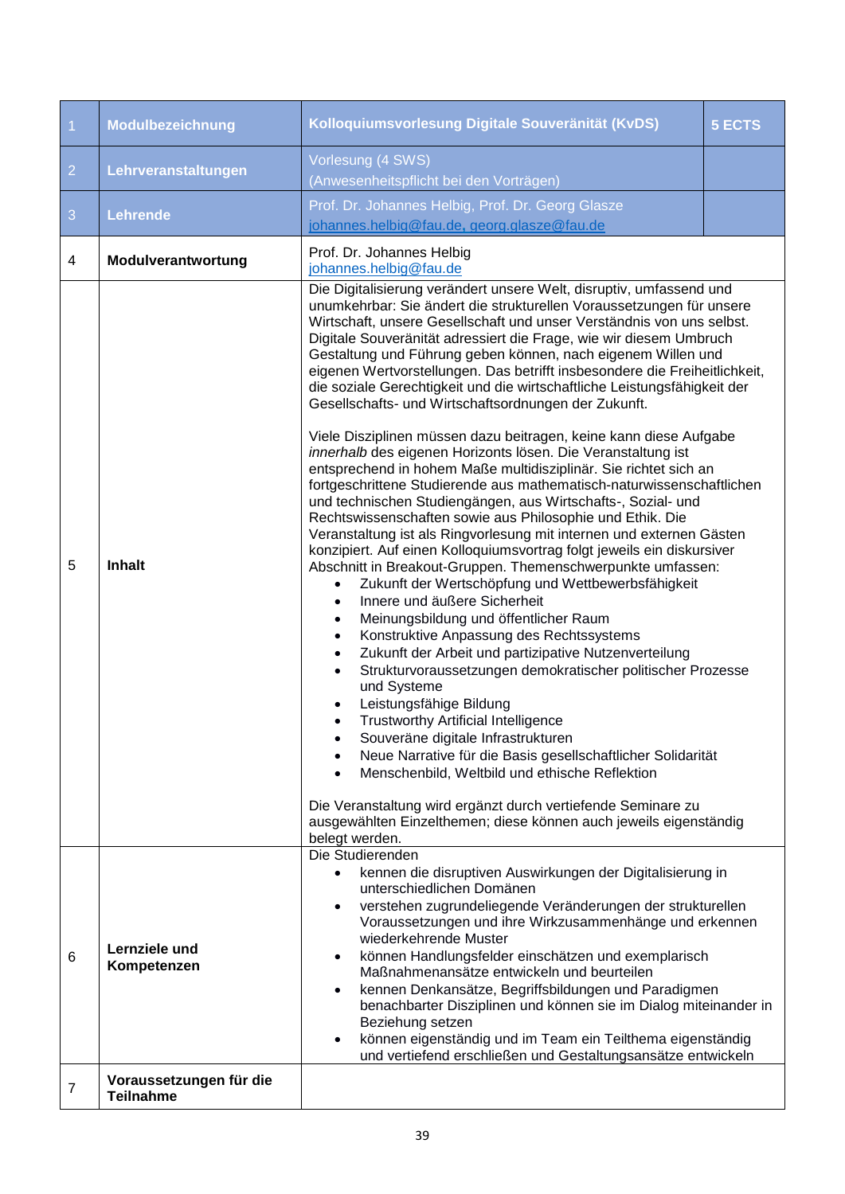| 1 | Modulbezeichnung | Kolloquiumsvorlesung Digitale Souveränität (KvDS) | 5 ECTS |
|---|---|---|---|
| 2 | Lehrveranstaltungen | Vorlesung (4 SWS)<br>(Anwesenheitspflicht bei den Vorträgen) | |
| 3 | Lehrende | Prof. Dr. Johannes Helbig, Prof. Dr. Georg Glasze<br>johannes.helbig@fau.de, georg.glasze@fau.de | |
| 4 | **Modulverantwortung** | Prof. Dr. Johannes Helbig<br>johannes.helbig@fau.de | |
| 5 | **Inhalt** | Die Digitalisierung verändert unsere Welt, disruptiv, umfassend und unumkehrbar: Sie ändert die strukturellen Voraussetzungen für unsere Wirtschaft, unsere Gesellschaft und unser Verständnis von uns selbst. Digitale Souveränität adressiert die Frage, wie wir diesem Umbruch Gestaltung und Führung geben können, nach eigenem Willen und eigenen Wertvorstellungen. Das betrifft insbesondere die Freiheitlichkeit, die soziale Gerechtigkeit und die wirtschaftliche Leistungsfähigkeit der Gesellschafts- und Wirtschaftsordnungen der Zukunft.<br><br>Viele Disziplinen müssen dazu beitragen, keine kann diese Aufgabe *innerhalb* des eigenen Horizonts lösen. Die Veranstaltung ist entsprechend in hohem Maße multidisziplinär. Sie richtet sich an fortgeschrittene Studierende aus mathematisch-naturwissenschaftlichen und technischen Studiengängen, aus Wirtschafts-, Sozial- und Rechtswissenschaften sowie aus Philosophie und Ethik. Die Veranstaltung ist als Ringvorlesung mit internen und externen Gästen konzipiert. Auf einen Kolloquiumsvortrag folgt jeweils ein diskursiver Abschnitt in Breakout-Gruppen. Themenschwerpunkte umfassen:<br>• Zukunft der Wertschöpfung und Wettbewerbsfähigkeit<br>• Innere und äußere Sicherheit<br>• Meinungsbildung und öffentlicher Raum<br>• Konstruktive Anpassung des Rechtssystems<br>• Zukunft der Arbeit und partizipative Nutzenverteilung<br>• Strukturvoraussetzungen demokratischer politischer Prozesse und Systeme<br>• Leistungsfähige Bildung<br>• Trustworthy Artificial Intelligence<br>• Souveräne digitale Infrastrukturen<br>• Neue Narrative für die Basis gesellschaftlicher Solidarität<br>• Menschenbild, Weltbild und ethische Reflektion<br><br>Die Veranstaltung wird ergänzt durch vertiefende Seminare zu ausgewählten Einzelthemen; diese können auch jeweils eigenständig belegt werden. | |
| 6 | **Lernziele und Kompetenzen** | Die Studierenden<br>• kennen die disruptiven Auswirkungen der Digitalisierung in unterschiedlichen Domänen<br>• verstehen zugrundeliegende Veränderungen der strukturellen Voraussetzungen und ihre Wirkzusammenhänge und erkennen wiederkehrende Muster<br>• können Handlungsfelder einschätzen und exemplarisch Maßnahmenansätze entwickeln und beurteilen<br>• kennen Denkansätze, Begriffsbildungen und Paradigmen benachbarter Disziplinen und können sie im Dialog miteinander in Beziehung setzen<br>• können eigenständig und im Team ein Teilthema eigenständig und vertiefend erschließen und Gestaltungsansätze entwickeln | |
| 7 | **Voraussetzungen für die Teilnahme** | | |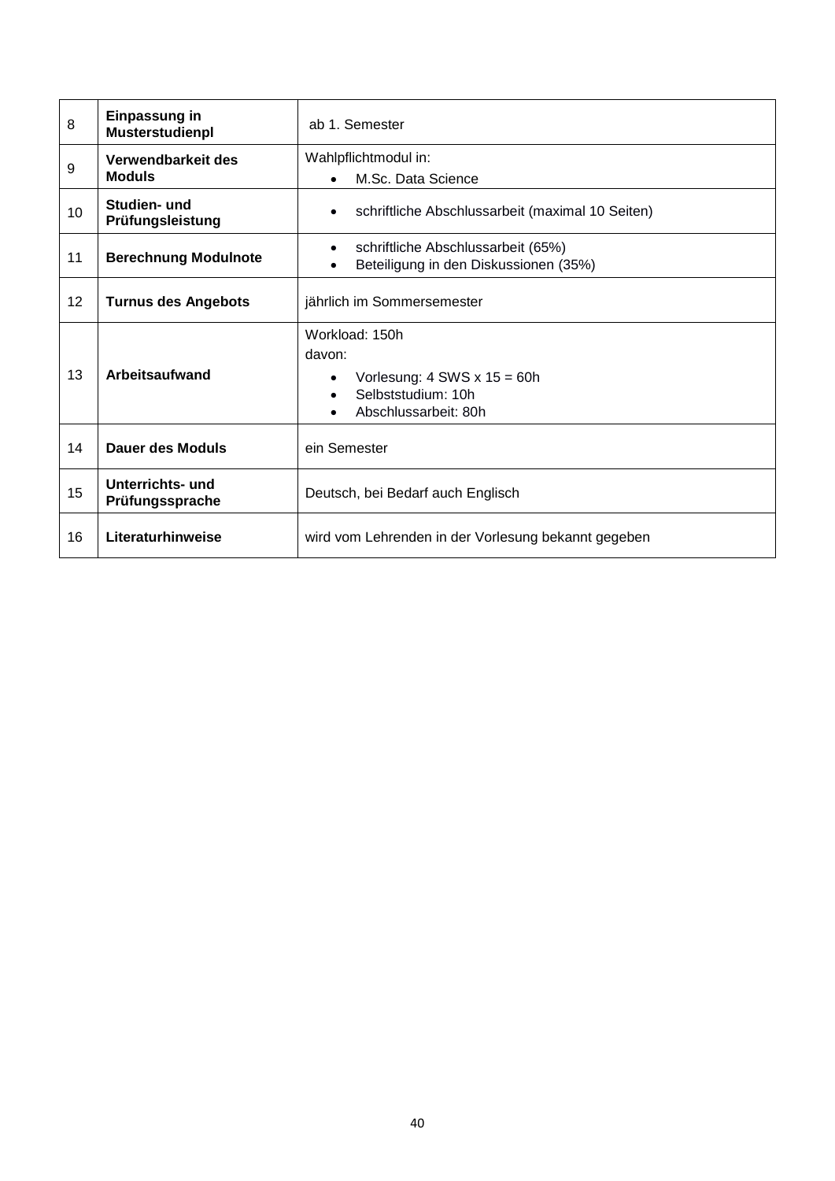| | | |
|---|---|---|
| 8 | **Einpassung in Musterstudienpl** | ab 1. Semester |
| 9 | **Verwendbarkeit des Moduls** | Wahlpflichtmodul in:<br>• M.Sc. Data Science |
| 10 | **Studien- und Prüfungsleistung** | • schriftliche Abschlussarbeit (maximal 10 Seiten) |
| 11 | **Berechnung Modulnote** | • schriftliche Abschlussarbeit (65%)<br>• Beteiligung in den Diskussionen (35%) |
| 12 | **Turnus des Angebots** | jährlich im Sommersemester |
| 13 | **Arbeitsaufwand** | Workload: 150h<br>davon:<br>• Vorlesung: 4 SWS x 15 = 60h<br>• Selbststudium: 10h<br>• Abschlussarbeit: 80h |
| 14 | **Dauer des Moduls** | ein Semester |
| 15 | **Unterrichts- und Prüfungssprache** | Deutsch, bei Bedarf auch Englisch |
| 16 | **Literaturhinweise** | wird vom Lehrenden in der Vorlesung bekannt gegeben |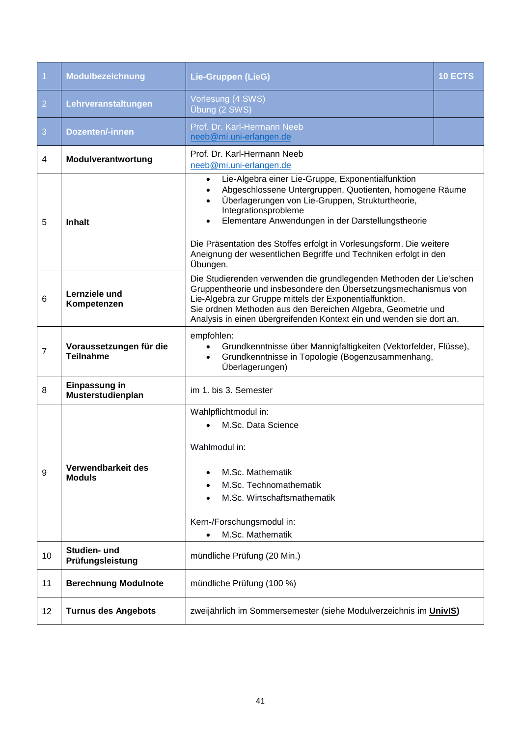| 1 | Modulbezeichnung | Lie-Gruppen (LieG) | 10 ECTS |
|---|---|---|---|
| 2 | Lehrveranstaltungen | Vorlesung (4 SWS)<br>Übung (2 SWS) | |
| 3 | Dozenten/-innen | Prof. Dr. Karl-Hermann Neeb<br>neeb@mi.uni-erlangen.de | |
| 4 | Modulverantwortung | Prof. Dr. Karl-Hermann Neeb<br>neeb@mi.uni-erlangen.de | |
| 5 | Inhalt | • Lie-Algebra einer Lie-Gruppe, Exponentialfunktion<br>• Abgeschlossene Untergruppen, Quotienten, homogene Räume<br>• Überlagerungen von Lie-Gruppen, Strukturtheorie, Integrationsprobleme<br>• Elementare Anwendungen in der Darstellungstheorie<br><br>Die Präsentation des Stoffes erfolgt in Vorlesungsform. Die weitere Aneignung der wesentlichen Begriffe und Techniken erfolgt in den Übungen. | |
| 6 | Lernziele und Kompetenzen | Die Studierenden verwenden die grundlegenden Methoden der Lie'schen Gruppentheorie und insbesondere den Übersetzungsmechanismus von Lie-Algebra zur Gruppe mittels der Exponentialfunktion.<br>Sie ordnen Methoden aus den Bereichen Algebra, Geometrie und Analysis in einen übergreifenden Kontext ein und wenden sie dort an. | |
| 7 | Voraussetzungen für die Teilnahme | empfohlen:<br>• Grundkenntnisse über Mannigfaltigkeiten (Vektorfelder, Flüsse),<br>• Grundkenntnisse in Topologie (Bogenzusammenhang, Überlagerungen) | |
| 8 | Einpassung in Musterstudienplan | im 1. bis 3. Semester | |
| 9 | Verwendbarkeit des Moduls | Wahlpflichtmodul in:<br>• M.Sc. Data Science<br><br>Wahlmodul in:<br><br>• M.Sc. Mathematik<br>• M.Sc. Technomathematik<br>• M.Sc. Wirtschaftsmathematik<br><br>Kern-/Forschungsmodul in:<br>• M.Sc. Mathematik | |
| 10 | Studien- und Prüfungsleistung | mündliche Prüfung (20 Min.) | |
| 11 | Berechnung Modulnote | mündliche Prüfung (100 %) | |
| 12 | Turnus des Angebots | zweijährlich im Sommersemester (siehe Modulverzeichnis im **UnivIS)** | |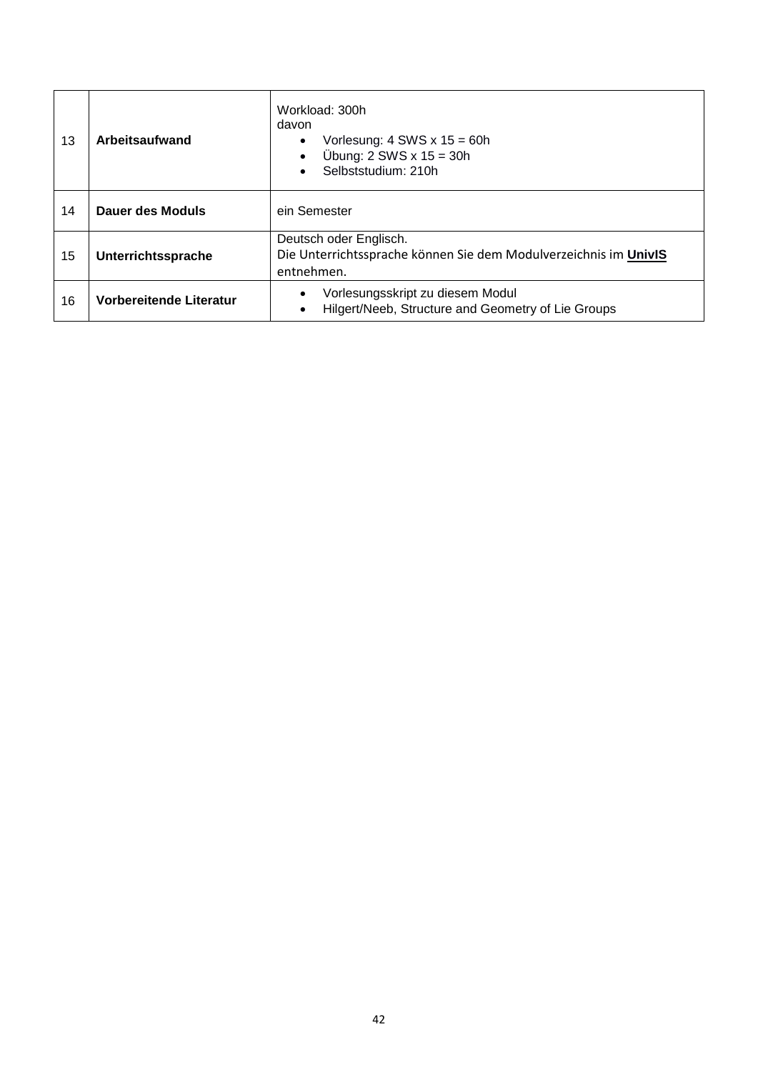| | | |
|---|---|---|
| 13 | **Arbeitsaufwand** | Workload: 300h<br>davon<br>• Vorlesung: 4 SWS x 15 = 60h<br>• Übung: 2 SWS x 15 = 30h<br>• Selbststudium: 210h |
| 14 | **Dauer des Moduls** | ein Semester |
| 15 | **Unterrichtssprache** | Deutsch oder Englisch.<br>Die Unterrichtssprache können Sie dem Modulverzeichnis im **UnivIS** entnehmen. |
| 16 | **Vorbereitende Literatur** | • Vorlesungsskript zu diesem Modul<br>• Hilgert/Neeb, Structure and Geometry of Lie Groups |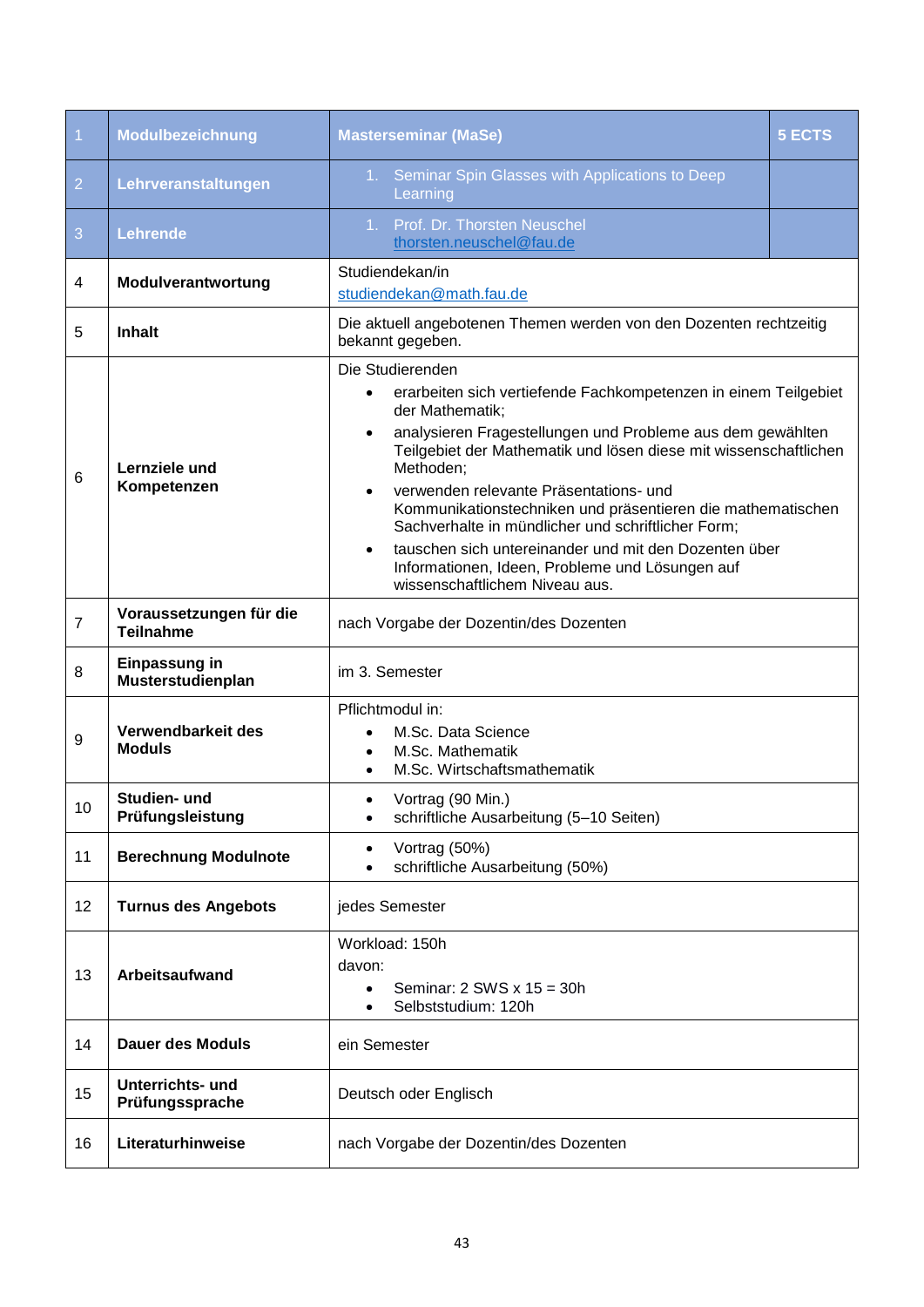| 1 | Modulbezeichnung | Masterseminar (MaSe) | 5 ECTS |
|---|---|---|---|
| 2 | Lehrveranstaltungen | 1. Seminar Spin Glasses with Applications to Deep Learning | |
| 3 | Lehrende | 1. Prof. Dr. Thorsten Neuschel thorsten.neuschel@fau.de | |
| 4 | Modulverantwortung | Studiendekan/in studiendekan@math.fau.de | |
| 5 | Inhalt | Die aktuell angebotenen Themen werden von den Dozenten rechtzeitig bekannt gegeben. | |
| 6 | Lernziele und Kompetenzen | Die Studierenden<br>• erarbeiten sich vertiefende Fachkompetenzen in einem Teilgebiet der Mathematik;<br>• analysieren Fragestellungen und Probleme aus dem gewählten Teilgebiet der Mathematik und lösen diese mit wissenschaftlichen Methoden;<br>• verwenden relevante Präsentations- und Kommunikationstechniken und präsentieren die mathematischen Sachverhalte in mündlicher und schriftlicher Form;<br>• tauschen sich untereinander und mit den Dozenten über Informationen, Ideen, Probleme und Lösungen auf wissenschaftlichem Niveau aus. | |
| 7 | Voraussetzungen für die Teilnahme | nach Vorgabe der Dozentin/des Dozenten | |
| 8 | Einpassung in Musterstudienplan | im 3. Semester | |
| 9 | Verwendbarkeit des Moduls | Pflichtmodul in:<br>• M.Sc. Data Science<br>• M.Sc. Mathematik<br>• M.Sc. Wirtschaftsmathematik | |
| 10 | Studien- und Prüfungsleistung | • Vortrag (90 Min.)<br>• schriftliche Ausarbeitung (5–10 Seiten) | |
| 11 | Berechnung Modulnote | • Vortrag (50%)<br>• schriftliche Ausarbeitung (50%) | |
| 12 | Turnus des Angebots | jedes Semester | |
| 13 | Arbeitsaufwand | Workload: 150h<br>davon:<br>• Seminar: 2 SWS x 15 = 30h<br>• Selbststudium: 120h | |
| 14 | Dauer des Moduls | ein Semester | |
| 15 | Unterrichts- und Prüfungssprache | Deutsch oder Englisch | |
| 16 | Literaturhinweise | nach Vorgabe der Dozentin/des Dozenten | |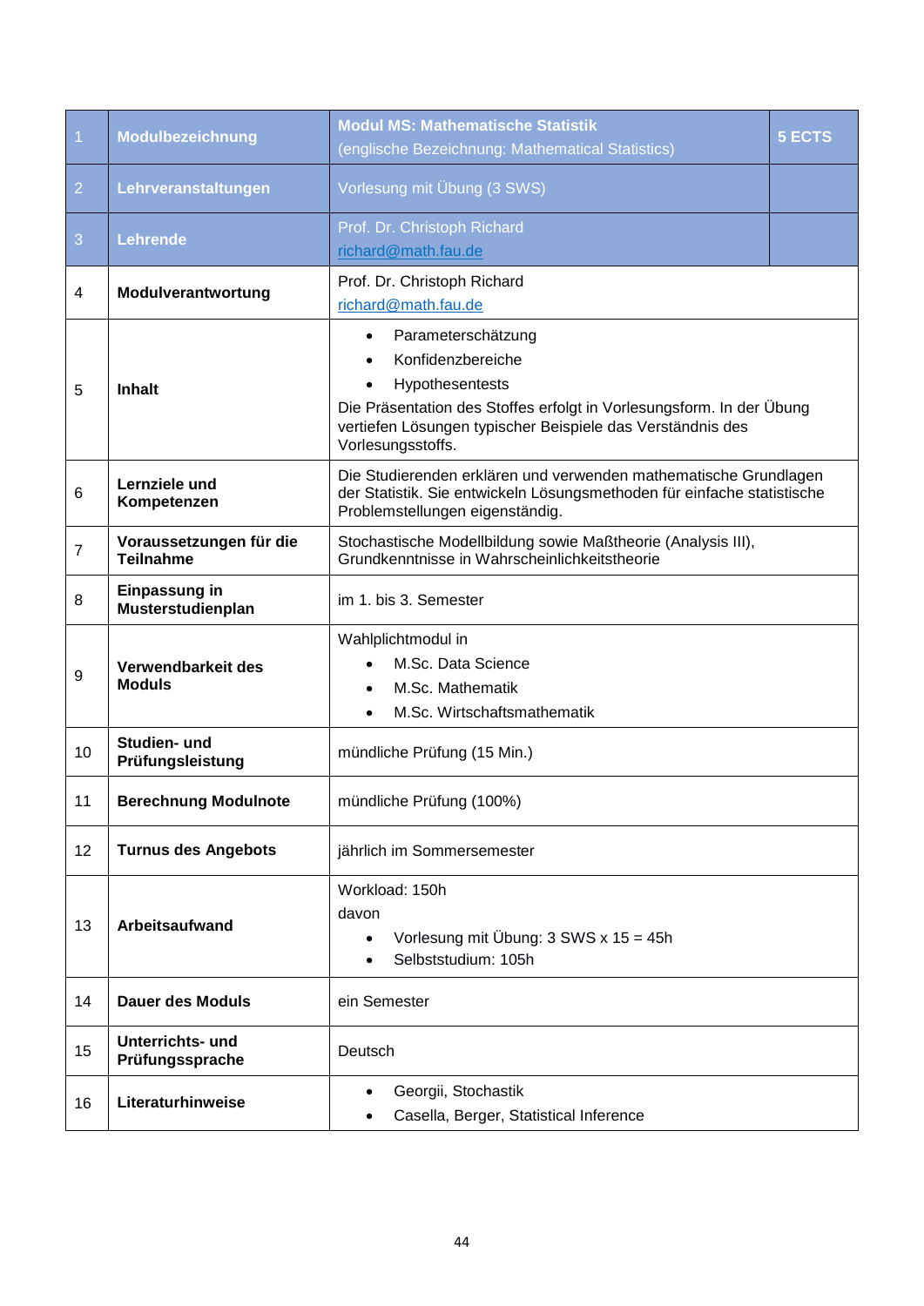| 1 | Modulbezeichnung | Modul MS: Mathematische Statistik<br>(englische Bezeichnung: Mathematical Statistics) | 5 ECTS |
|---|---|---|---|
| 2 | Lehrveranstaltungen | Vorlesung mit Übung (3 SWS) | |
| 3 | Lehrende | Prof. Dr. Christoph Richard<br>richard@math.fau.de | |
| 4 | Modulverantwortung | Prof. Dr. Christoph Richard<br>richard@math.fau.de | |
| 5 | Inhalt | • Parameterschätzung<br>• Konfidenzbereiche<br>• Hypothesentests<br>Die Präsentation des Stoffes erfolgt in Vorlesungsform. In der Übung vertiefen Lösungen typischer Beispiele das Verständnis des Vorlesungsstoffs. | |
| 6 | Lernziele und Kompetenzen | Die Studierenden erklären und verwenden mathematische Grundlagen der Statistik. Sie entwickeln Lösungsmethoden für einfache statistische Problemstellungen eigenständig. | |
| 7 | Voraussetzungen für die Teilnahme | Stochastische Modellbildung sowie Maßtheorie (Analysis III), Grundkenntnisse in Wahrscheinlichkeitstheorie | |
| 8 | Einpassung in Musterstudienplan | im 1. bis 3. Semester | |
| 9 | Verwendbarkeit des Moduls | Wahlpflichtmodul in<br>• M.Sc. Data Science<br>• M.Sc. Mathematik<br>• M.Sc. Wirtschaftsmathematik | |
| 10 | Studien- und Prüfungsleistung | mündliche Prüfung (15 Min.) | |
| 11 | Berechnung Modulnote | mündliche Prüfung (100%) | |
| 12 | Turnus des Angebots | jährlich im Sommersemester | |
| 13 | Arbeitsaufwand | Workload: 150h<br>davon<br>• Vorlesung mit Übung: 3 SWS x 15 = 45h<br>• Selbststudium: 105h | |
| 14 | Dauer des Moduls | ein Semester | |
| 15 | Unterrichts- und Prüfungssprache | Deutsch | |
| 16 | Literaturhinweise | • Georgii, Stochastik<br>• Casella, Berger, Statistical Inference | |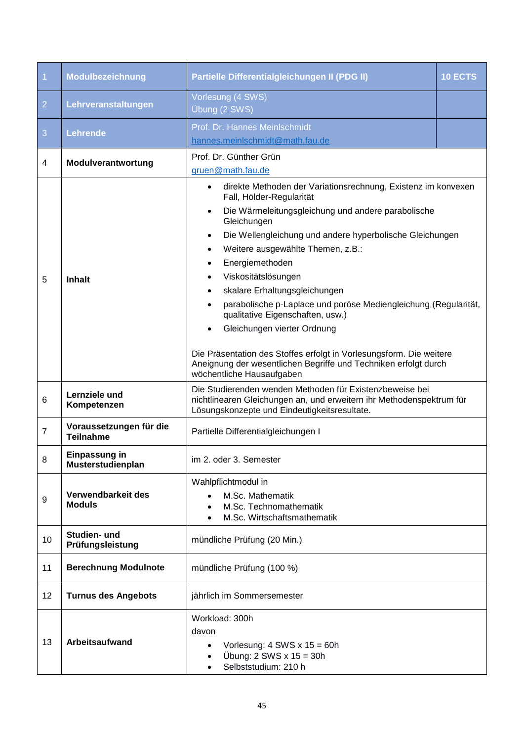| 1 | Modulbezeichnung | Partielle Differentialgleichungen II (PDG II) | 10 ECTS |
|---|---|---|---|
| 2 | Lehrveranstaltungen | Vorlesung (4 SWS)<br>Übung (2 SWS) | |
| 3 | Lehrende | Prof. Dr. Hannes Meinlschmidt<br>hannes.meinlschmidt@math.fau.de | |
| 4 | Modulverantwortung | Prof. Dr. Günther Grün<br>gruen@math.fau.de | |
| 5 | Inhalt | • direkte Methoden der Variationsrechnung, Existenz im konvexen Fall, Hölder-Regularität<br>• Die Wärmeleitungsgleichung und andere parabolische Gleichungen<br>• Die Wellengleichung und andere hyperbolische Gleichungen<br>• Weitere ausgewählte Themen, z.B.:<br>• Energiemethoden<br>• Viskositätslösungen<br>• skalare Erhaltungsgleichungen<br>• parabolische p-Laplace und poröse Mediengleichung (Regularität, qualitative Eigenschaften, usw.)<br>• Gleichungen vierter Ordnung<br><br>Die Präsentation des Stoffes erfolgt in Vorlesungsform. Die weitere Aneignung der wesentlichen Begriffe und Techniken erfolgt durch wöchentliche Hausaufgaben | |
| 6 | Lernziele und Kompetenzen | Die Studierenden wenden Methoden für Existenzbeweise bei nichtlinearen Gleichungen an, und erweitern ihr Methodenspektrum für Lösungskonzepte und Eindeutigkeitsresultate. | |
| 7 | Voraussetzungen für die Teilnahme | Partielle Differentialgleichungen I | |
| 8 | Einpassung in Musterstudienplan | im 2. oder 3. Semester | |
| 9 | Verwendbarkeit des Moduls | Wahlpflichtmodul in<br>• M.Sc. Mathematik<br>• M.Sc. Technomathematik<br>• M.Sc. Wirtschaftsmathematik | |
| 10 | Studien- und Prüfungsleistung | mündliche Prüfung (20 Min.) | |
| 11 | Berechnung Modulnote | mündliche Prüfung (100 %) | |
| 12 | Turnus des Angebots | jährlich im Sommersemester | |
| 13 | Arbeitsaufwand | Workload: 300h<br>davon<br>• Vorlesung: 4 SWS x 15 = 60h<br>• Übung: 2 SWS x 15 = 30h<br>• Selbststudium: 210 h | |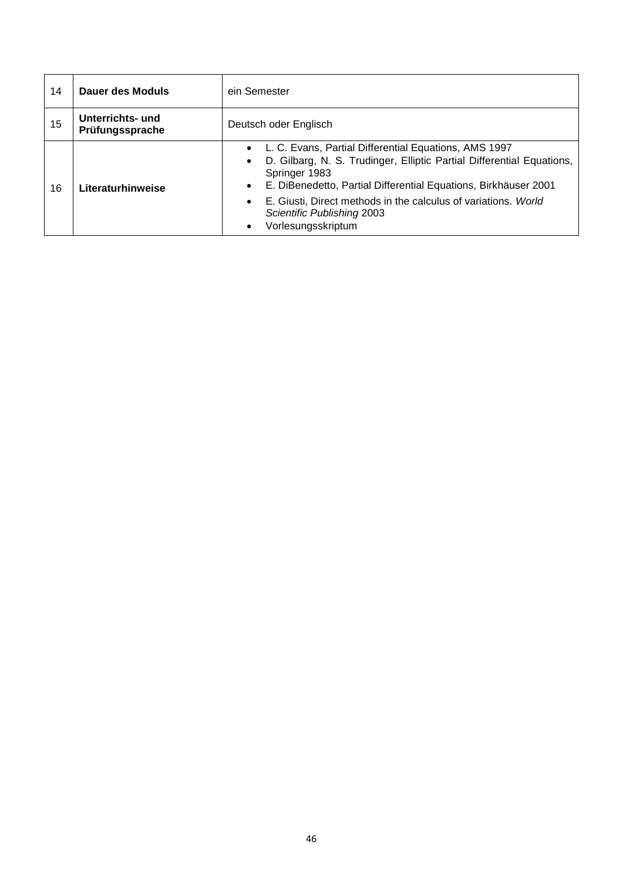| | | |
|---|---|---|
| 14 | **Dauer des Moduls** | ein Semester |
| 15 | **Unterrichts- und Prüfungssprache** | Deutsch oder Englisch |
| 16 | **Literaturhinweise** | • L. C. Evans, Partial Differential Equations, AMS 1997<br>• D. Gilbarg, N. S. Trudinger, Elliptic Partial Differential Equations, Springer 1983<br>• E. DiBenedetto, Partial Differential Equations, Birkhäuser 2001<br>• E. Giusti, Direct methods in the calculus of variations. *World Scientific Publishing* 2003<br>• Vorlesungsskriptum |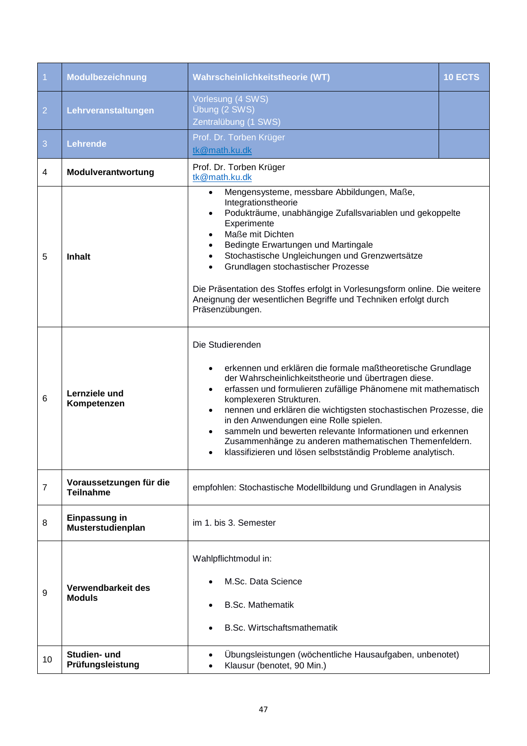| 1 | Modulbezeichnung | Wahrscheinlichkeitstheorie (WT) | 10 ECTS |
|---|---|---|---|
| 2 | Lehrveranstaltungen | Vorlesung (4 SWS)<br>Übung (2 SWS)<br>Zentralübung (1 SWS) | |
| 3 | Lehrende | Prof. Dr. Torben Krüger<br>tk@math.ku.dk | |
| 4 | Modulverantwortung | Prof. Dr. Torben Krüger<br>tk@math.ku.dk | |
| 5 | Inhalt | • Mengensysteme, messbare Abbildungen, Maße, Integrationstheorie<br>• Podukträume, unabhängige Zufallsvariablen und gekoppelte Experimente<br>• Maße mit Dichten<br>• Bedingte Erwartungen und Martingale<br>• Stochastische Ungleichungen und Grenzwertsätze<br>• Grundlagen stochastischer Prozesse<br><br>Die Präsentation des Stoffes erfolgt in Vorlesungsform online. Die weitere Aneignung der wesentlichen Begriffe und Techniken erfolgt durch Präsenzübungen. | |
| 6 | Lernziele und Kompetenzen | Die Studierenden<br><br>• erkennen und erklären die formale maßtheoretische Grundlage der Wahrscheinlichkeitstheorie und übertragen diese.<br>• erfassen und formulieren zufällige Phänomene mit mathematisch komplexeren Strukturen.<br>• nennen und erklären die wichtigsten stochastischen Prozesse, die in den Anwendungen eine Rolle spielen.<br>• sammeln und bewerten relevante Informationen und erkennen Zusammenhänge zu anderen mathematischen Themenfeldern.<br>• klassifizieren und lösen selbstständig Probleme analytisch. | |
| 7 | Voraussetzungen für die Teilnahme | empfohlen: Stochastische Modellbildung und Grundlagen in Analysis | |
| 8 | Einpassung in Musterstudienplan | im 1. bis 3. Semester | |
| 9 | Verwendbarkeit des Moduls | Wahlpflichtmodul in:<br><br>• M.Sc. Data Science<br>• B.Sc. Mathematik<br>• B.Sc. Wirtschaftsmathematik | |
| 10 | Studien- und Prüfungsleistung | • Übungsleistungen (wöchentliche Hausaufgaben, unbenotet)<br>• Klausur (benotet, 90 Min.) | |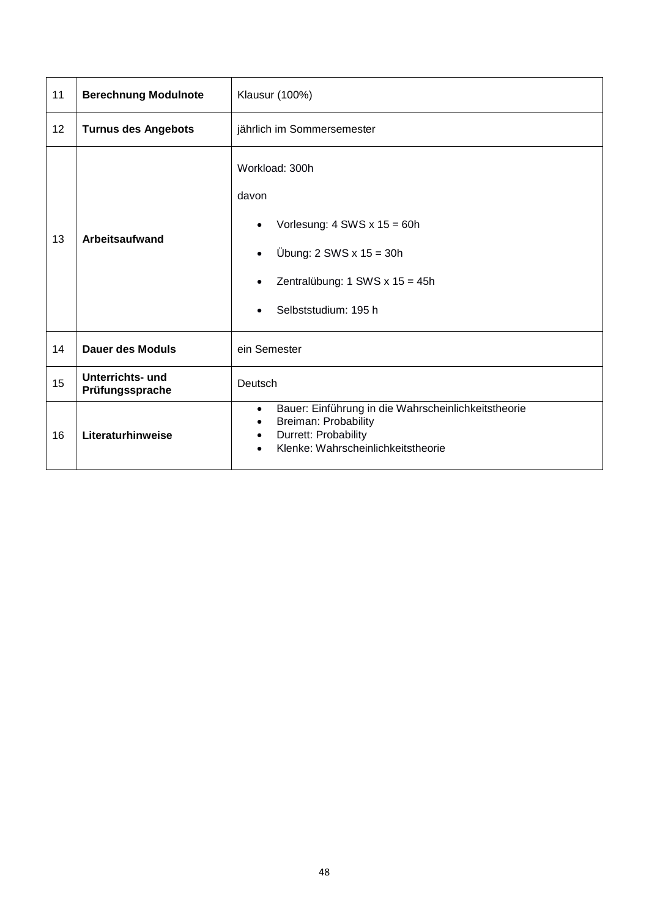| | | |
|---|---|---|
| 11 | **Berechnung Modulnote** | Klausur (100%) |
| 12 | **Turnus des Angebots** | jährlich im Sommersemester |
| 13 | **Arbeitsaufwand** | Workload: 300h<br><br>davon<br><br>• Vorlesung: 4 SWS x 15 = 60h<br>• Übung: 2 SWS x 15 = 30h<br>• Zentralübung: 1 SWS x 15 = 45h<br>• Selbststudium: 195 h |
| 14 | **Dauer des Moduls** | ein Semester |
| 15 | **Unterrichts- und Prüfungssprache** | Deutsch |
| 16 | **Literaturhinweise** | • Bauer: Einführung in die Wahrscheinlichkeitstheorie<br>• Breiman: Probability<br>• Durrett: Probability<br>• Klenke: Wahrscheinlichkeitstheorie |